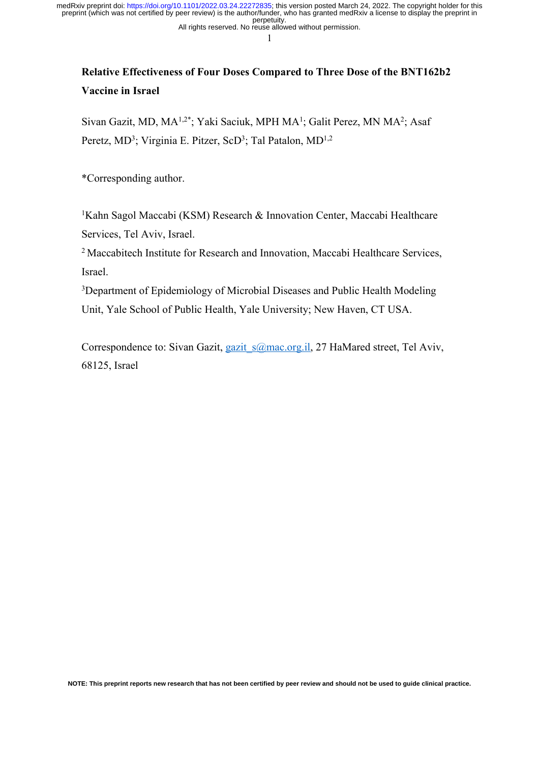# Relative Effectiveness of Four Doses Compared to Three Dose of the BNT162b2 Vaccine in Israel

Sivan Gazit, MD, MA[1,2*]; Yaki Saciuk, MPH MA[1]; Galit Perez, MN MA[2]; Asaf Peretz, MD[3]; Virginia E. Pitzer, ScD[3]; Tal Patalon, MD[1,2]

*Corresponding author.

[1]Kahn Sagol Maccabi (KSM) Research & Innovation Center, Maccabi Healthcare Services, Tel Aviv, Israel.

[2] Maccabitech Institute for Research and Innovation, Maccabi Healthcare Services, Israel.

[3]Department of Epidemiology of Microbial Diseases and Public Health Modeling Unit, Yale School of Public Health, Yale University; New Haven, CT USA.

Correspondence to: Sivan Gazit, gazit_s@mac.org.il, 27 HaMared street, Tel Aviv, 68125, Israel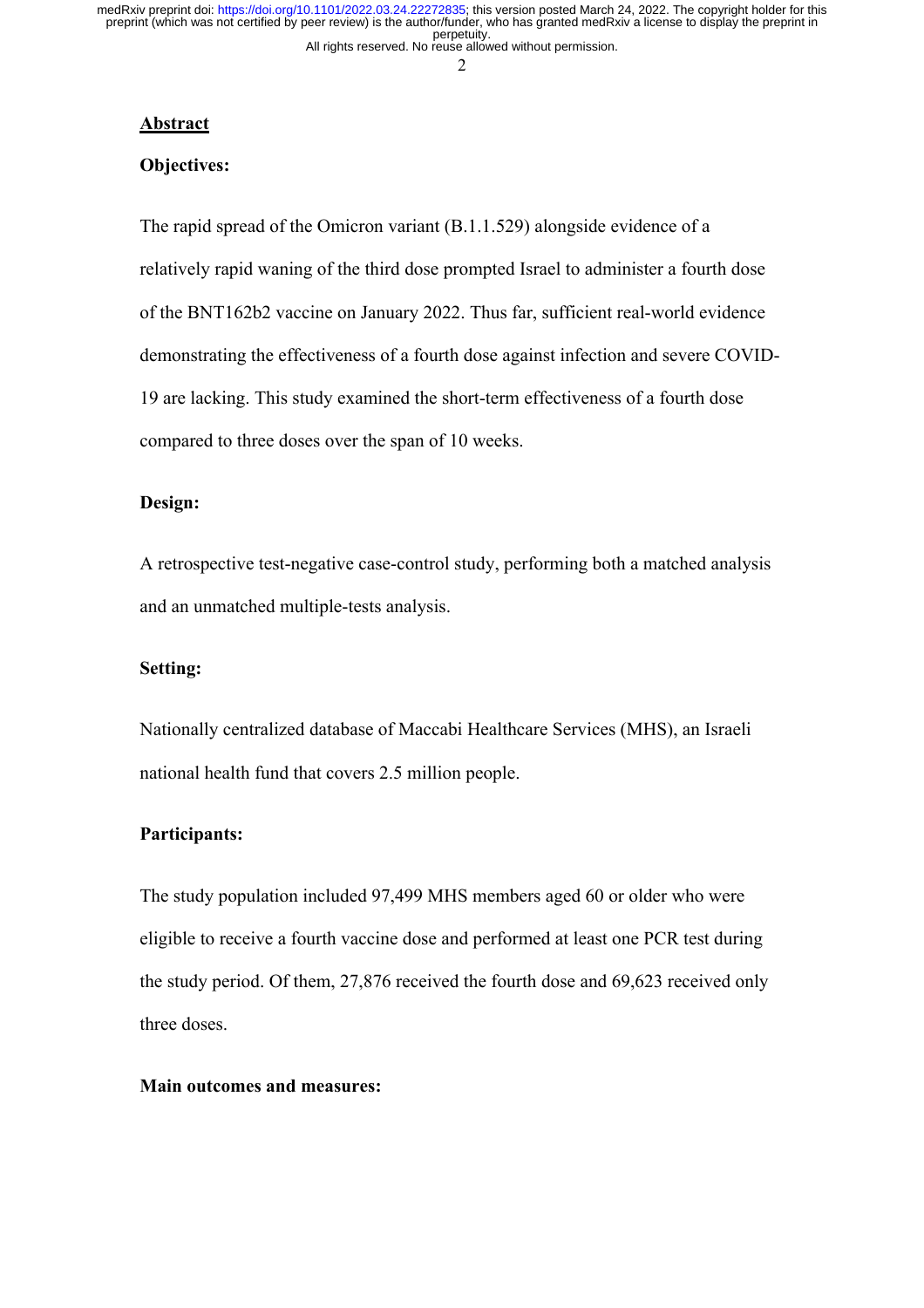## Abstract

### Objectives:

The rapid spread of the Omicron variant (B.1.1.529) alongside evidence of a relatively rapid waning of the third dose prompted Israel to administer a fourth dose of the BNT162b2 vaccine on January 2022. Thus far, sufficient real-world evidence demonstrating the effectiveness of a fourth dose against infection and severe COVID-19 are lacking. This study examined the short-term effectiveness of a fourth dose compared to three doses over the span of 10 weeks.

### Design:

A retrospective test-negative case-control study, performing both a matched analysis and an unmatched multiple-tests analysis.

### Setting:

Nationally centralized database of Maccabi Healthcare Services (MHS), an Israeli national health fund that covers 2.5 million people.

### Participants:

The study population included 97,499 MHS members aged 60 or older who were eligible to receive a fourth vaccine dose and performed at least one PCR test during the study period. Of them, 27,876 received the fourth dose and 69,623 received only three doses.

### Main outcomes and measures: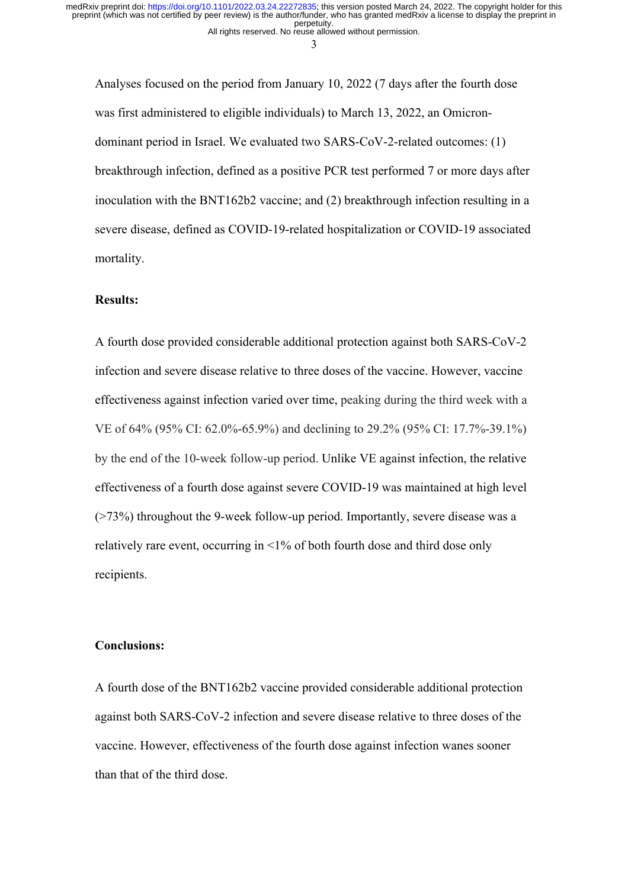Analyses focused on the period from January 10, 2022 (7 days after the fourth dose was first administered to eligible individuals) to March 13, 2022, an Omicron-dominant period in Israel. We evaluated two SARS-CoV-2-related outcomes: (1) breakthrough infection, defined as a positive PCR test performed 7 or more days after inoculation with the BNT162b2 vaccine; and (2) breakthrough infection resulting in a severe disease, defined as COVID-19-related hospitalization or COVID-19 associated mortality.

**Results:**

A fourth dose provided considerable additional protection against both SARS-CoV-2 infection and severe disease relative to three doses of the vaccine. However, vaccine effectiveness against infection varied over time, peaking during the third week with a VE of 64% (95% CI: 62.0%-65.9%) and declining to 29.2% (95% CI: 17.7%-39.1%) by the end of the 10-week follow-up period. Unlike VE against infection, the relative effectiveness of a fourth dose against severe COVID-19 was maintained at high level (>73%) throughout the 9-week follow-up period. Importantly, severe disease was a relatively rare event, occurring in <1% of both fourth dose and third dose only recipients.

**Conclusions:**

A fourth dose of the BNT162b2 vaccine provided considerable additional protection against both SARS-CoV-2 infection and severe disease relative to three doses of the vaccine. However, effectiveness of the fourth dose against infection wanes sooner than that of the third dose.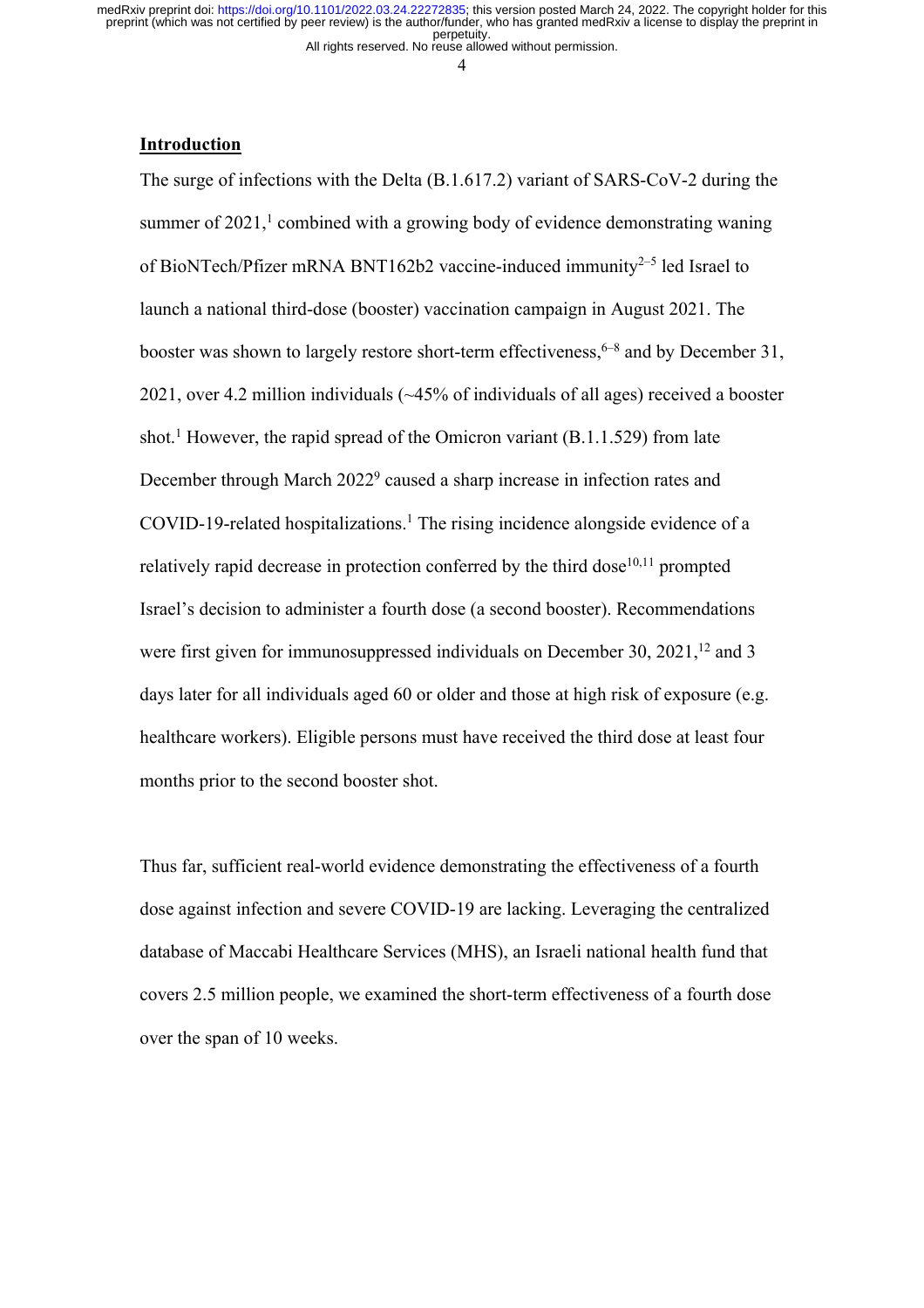## Introduction

The surge of infections with the Delta (B.1.617.2) variant of SARS-CoV-2 during the summer of 2021,[1] combined with a growing body of evidence demonstrating waning of BioNTech/Pfizer mRNA BNT162b2 vaccine-induced immunity[2–5] led Israel to launch a national third-dose (booster) vaccination campaign in August 2021. The booster was shown to largely restore short-term effectiveness,[6–8] and by December 31, 2021, over 4.2 million individuals (~45% of individuals of all ages) received a booster shot.[1] However, the rapid spread of the Omicron variant (B.1.1.529) from late December through March 2022[9] caused a sharp increase in infection rates and COVID-19-related hospitalizations.[1] The rising incidence alongside evidence of a relatively rapid decrease in protection conferred by the third dose[10,11] prompted Israel's decision to administer a fourth dose (a second booster). Recommendations were first given for immunosuppressed individuals on December 30, 2021,[12] and 3 days later for all individuals aged 60 or older and those at high risk of exposure (e.g. healthcare workers). Eligible persons must have received the third dose at least four months prior to the second booster shot.

Thus far, sufficient real-world evidence demonstrating the effectiveness of a fourth dose against infection and severe COVID-19 are lacking. Leveraging the centralized database of Maccabi Healthcare Services (MHS), an Israeli national health fund that covers 2.5 million people, we examined the short-term effectiveness of a fourth dose over the span of 10 weeks.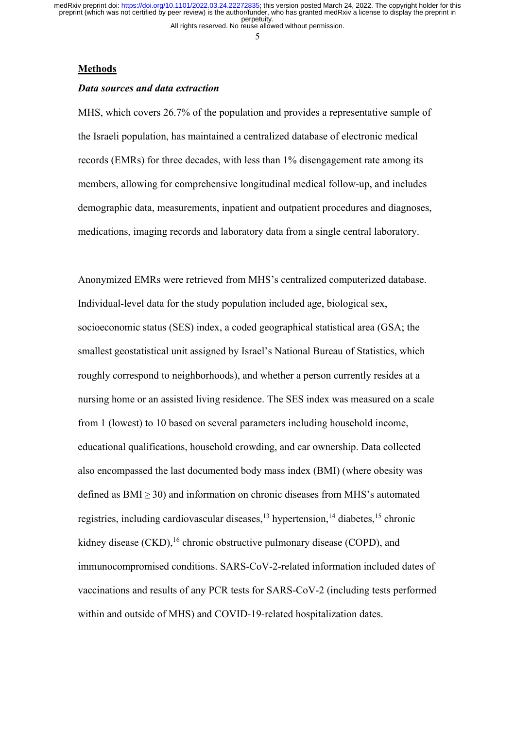## Methods

### *Data sources and data extraction*

MHS, which covers 26.7% of the population and provides a representative sample of the Israeli population, has maintained a centralized database of electronic medical records (EMRs) for three decades, with less than 1% disengagement rate among its members, allowing for comprehensive longitudinal medical follow-up, and includes demographic data, measurements, inpatient and outpatient procedures and diagnoses, medications, imaging records and laboratory data from a single central laboratory.

Anonymized EMRs were retrieved from MHS's centralized computerized database. Individual-level data for the study population included age, biological sex, socioeconomic status (SES) index, a coded geographical statistical area (GSA; the smallest geostatistical unit assigned by Israel's National Bureau of Statistics, which roughly correspond to neighborhoods), and whether a person currently resides at a nursing home or an assisted living residence. The SES index was measured on a scale from 1 (lowest) to 10 based on several parameters including household income, educational qualifications, household crowding, and car ownership. Data collected also encompassed the last documented body mass index (BMI) (where obesity was defined as BMI $\geq$ 30) and information on chronic diseases from MHS's automated registries, including cardiovascular diseases,[13] hypertension,[14] diabetes,[15] chronic kidney disease (CKD),[16] chronic obstructive pulmonary disease (COPD), and immunocompromised conditions. SARS-CoV-2-related information included dates of vaccinations and results of any PCR tests for SARS-CoV-2 (including tests performed within and outside of MHS) and COVID-19-related hospitalization dates.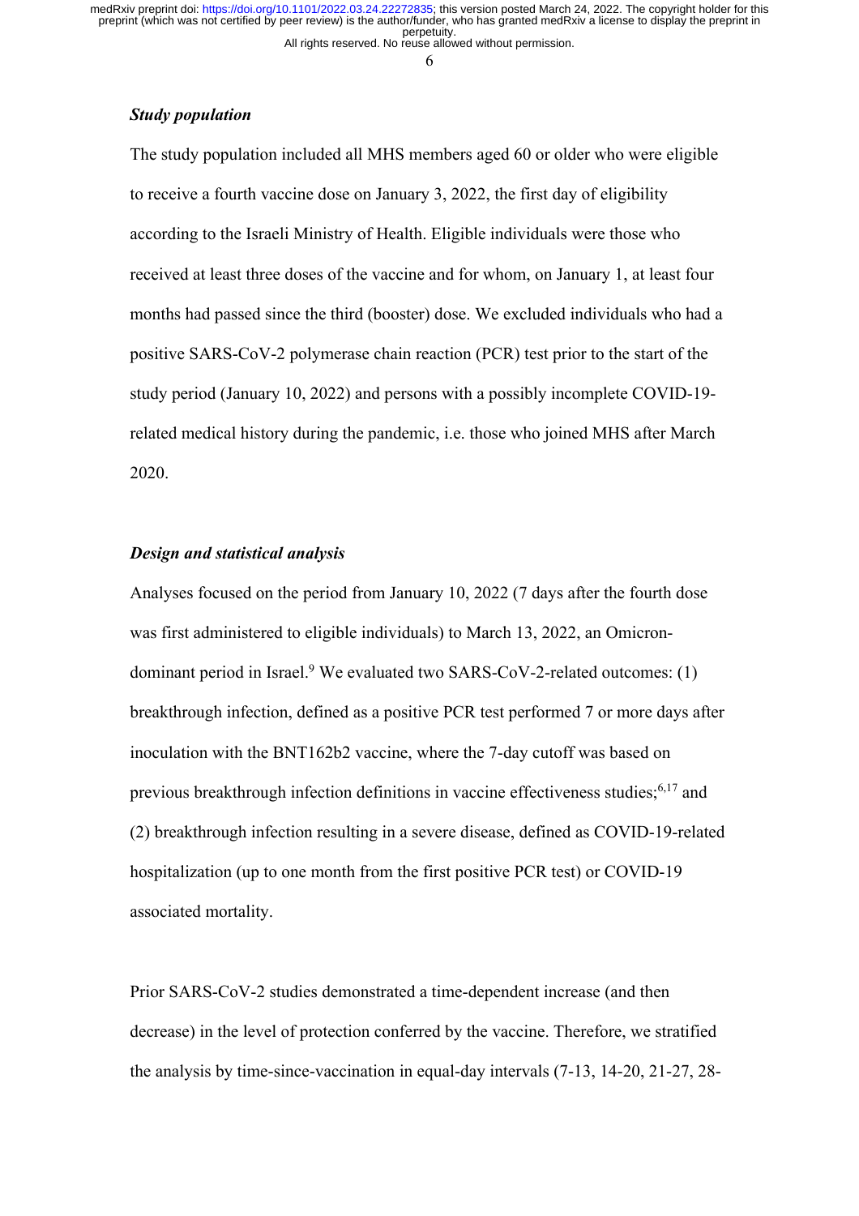### *Study population*

The study population included all MHS members aged 60 or older who were eligible to receive a fourth vaccine dose on January 3, 2022, the first day of eligibility according to the Israeli Ministry of Health. Eligible individuals were those who received at least three doses of the vaccine and for whom, on January 1, at least four months had passed since the third (booster) dose. We excluded individuals who had a positive SARS-CoV-2 polymerase chain reaction (PCR) test prior to the start of the study period (January 10, 2022) and persons with a possibly incomplete COVID-19-related medical history during the pandemic, i.e. those who joined MHS after March 2020.

### *Design and statistical analysis*

Analyses focused on the period from January 10, 2022 (7 days after the fourth dose was first administered to eligible individuals) to March 13, 2022, an Omicron-dominant period in Israel.[9] We evaluated two SARS-CoV-2-related outcomes: (1) breakthrough infection, defined as a positive PCR test performed 7 or more days after inoculation with the BNT162b2 vaccine, where the 7-day cutoff was based on previous breakthrough infection definitions in vaccine effectiveness studies;[6,17] and (2) breakthrough infection resulting in a severe disease, defined as COVID-19-related hospitalization (up to one month from the first positive PCR test) or COVID-19 associated mortality.

Prior SARS-CoV-2 studies demonstrated a time-dependent increase (and then decrease) in the level of protection conferred by the vaccine. Therefore, we stratified the analysis by time-since-vaccination in equal-day intervals (7-13, 14-20, 21-27, 28-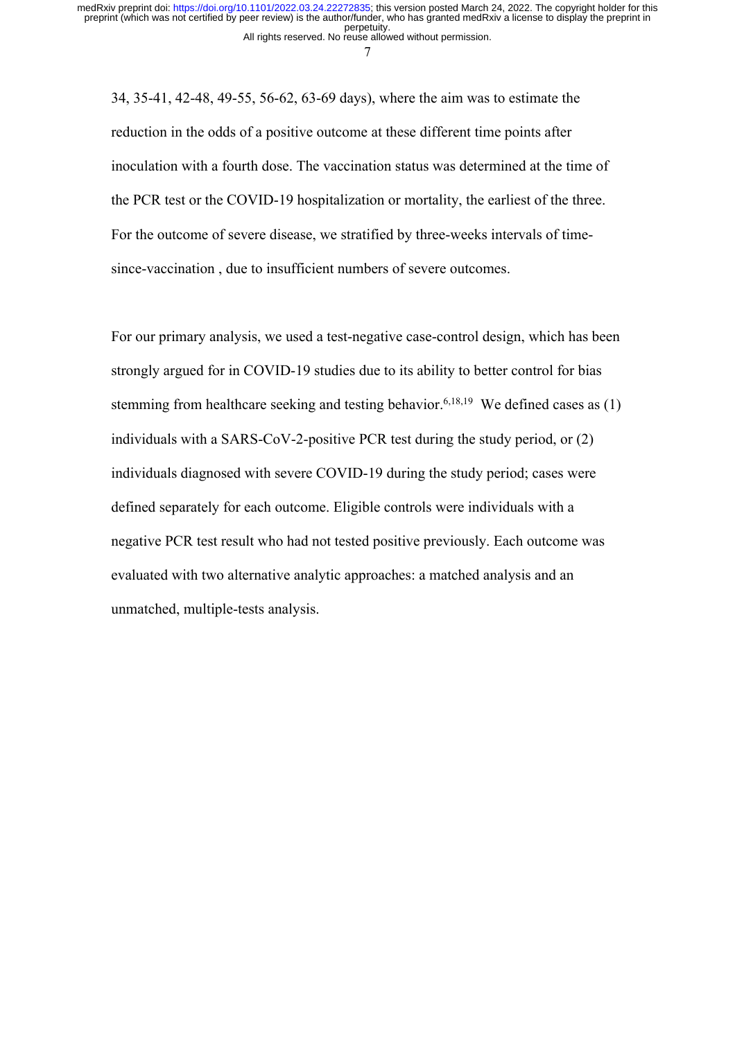34, 35-41, 42-48, 49-55, 56-62, 63-69 days), where the aim was to estimate the reduction in the odds of a positive outcome at these different time points after inoculation with a fourth dose. The vaccination status was determined at the time of the PCR test or the COVID-19 hospitalization or mortality, the earliest of the three. For the outcome of severe disease, we stratified by three-weeks intervals of time-since-vaccination , due to insufficient numbers of severe outcomes.

For our primary analysis, we used a test-negative case-control design, which has been strongly argued for in COVID-19 studies due to its ability to better control for bias stemming from healthcare seeking and testing behavior.[6,18,19] We defined cases as (1) individuals with a SARS-CoV-2-positive PCR test during the study period, or (2) individuals diagnosed with severe COVID-19 during the study period; cases were defined separately for each outcome. Eligible controls were individuals with a negative PCR test result who had not tested positive previously. Each outcome was evaluated with two alternative analytic approaches: a matched analysis and an unmatched, multiple-tests analysis.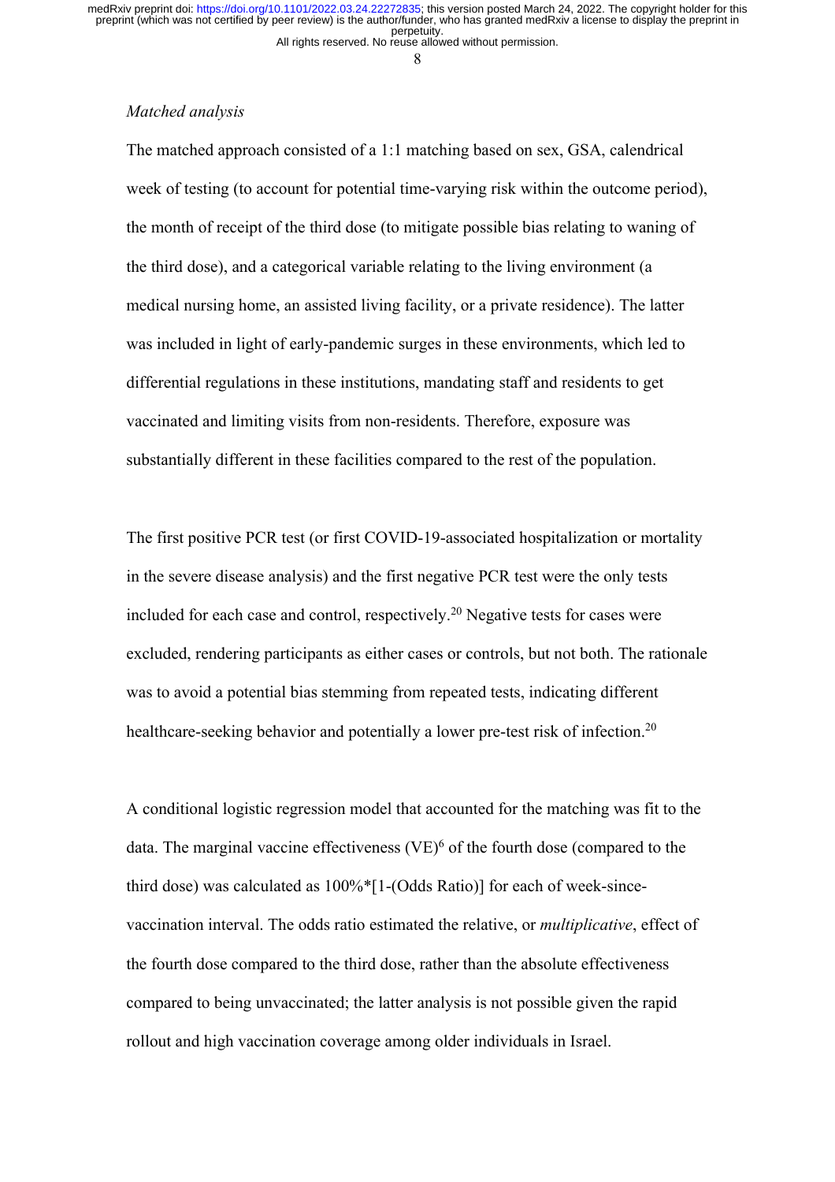*Matched analysis*

The matched approach consisted of a 1:1 matching based on sex, GSA, calendrical week of testing (to account for potential time-varying risk within the outcome period), the month of receipt of the third dose (to mitigate possible bias relating to waning of the third dose), and a categorical variable relating to the living environment (a medical nursing home, an assisted living facility, or a private residence). The latter was included in light of early-pandemic surges in these environments, which led to differential regulations in these institutions, mandating staff and residents to get vaccinated and limiting visits from non-residents. Therefore, exposure was substantially different in these facilities compared to the rest of the population.

The first positive PCR test (or first COVID-19-associated hospitalization or mortality in the severe disease analysis) and the first negative PCR test were the only tests included for each case and control, respectively.[20] Negative tests for cases were excluded, rendering participants as either cases or controls, but not both. The rationale was to avoid a potential bias stemming from repeated tests, indicating different healthcare-seeking behavior and potentially a lower pre-test risk of infection.[20]

A conditional logistic regression model that accounted for the matching was fit to the data. The marginal vaccine effectiveness (VE)[6] of the fourth dose (compared to the third dose) was calculated as 100%*[1-(Odds Ratio)] for each of week-since-vaccination interval. The odds ratio estimated the relative, or *multiplicative*, effect of the fourth dose compared to the third dose, rather than the absolute effectiveness compared to being unvaccinated; the latter analysis is not possible given the rapid rollout and high vaccination coverage among older individuals in Israel.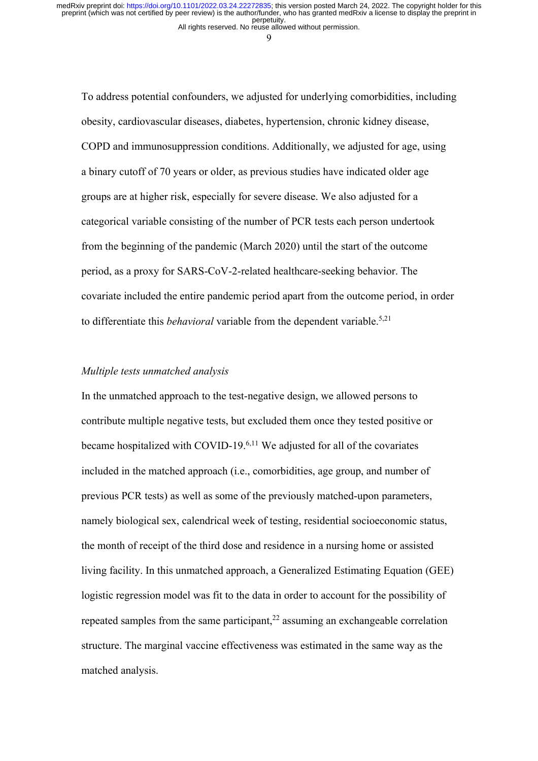To address potential confounders, we adjusted for underlying comorbidities, including obesity, cardiovascular diseases, diabetes, hypertension, chronic kidney disease, COPD and immunosuppression conditions. Additionally, we adjusted for age, using a binary cutoff of 70 years or older, as previous studies have indicated older age groups are at higher risk, especially for severe disease. We also adjusted for a categorical variable consisting of the number of PCR tests each person undertook from the beginning of the pandemic (March 2020) until the start of the outcome period, as a proxy for SARS-CoV-2-related healthcare-seeking behavior. The covariate included the entire pandemic period apart from the outcome period, in order to differentiate this *behavioral* variable from the dependent variable.[5,21]

*Multiple tests unmatched analysis*

In the unmatched approach to the test-negative design, we allowed persons to contribute multiple negative tests, but excluded them once they tested positive or became hospitalized with COVID-19.[6,11] We adjusted for all of the covariates included in the matched approach (i.e., comorbidities, age group, and number of previous PCR tests) as well as some of the previously matched-upon parameters, namely biological sex, calendrical week of testing, residential socioeconomic status, the month of receipt of the third dose and residence in a nursing home or assisted living facility. In this unmatched approach, a Generalized Estimating Equation (GEE) logistic regression model was fit to the data in order to account for the possibility of repeated samples from the same participant,[22] assuming an exchangeable correlation structure. The marginal vaccine effectiveness was estimated in the same way as the matched analysis.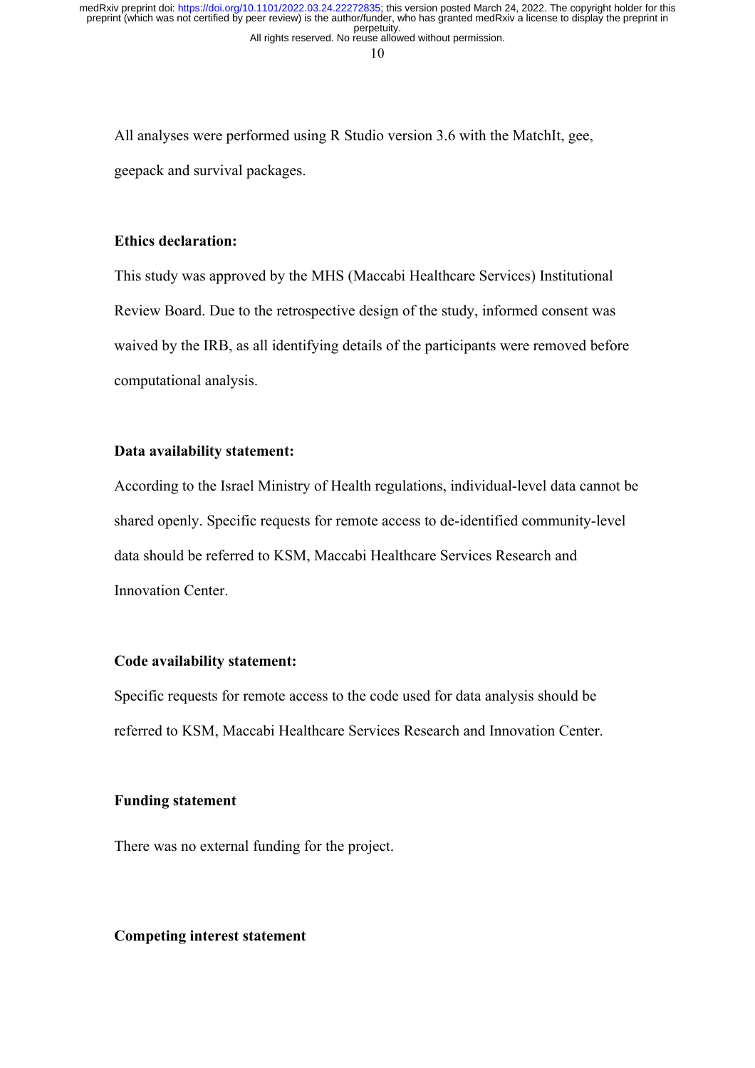All analyses were performed using R Studio version 3.6 with the MatchIt, gee, geepack and survival packages.

**Ethics declaration:**

This study was approved by the MHS (Maccabi Healthcare Services) Institutional Review Board. Due to the retrospective design of the study, informed consent was waived by the IRB, as all identifying details of the participants were removed before computational analysis.

**Data availability statement:**

According to the Israel Ministry of Health regulations, individual-level data cannot be shared openly. Specific requests for remote access to de-identified community-level data should be referred to KSM, Maccabi Healthcare Services Research and Innovation Center.

**Code availability statement:**

Specific requests for remote access to the code used for data analysis should be referred to KSM, Maccabi Healthcare Services Research and Innovation Center.

**Funding statement**

There was no external funding for the project.

**Competing interest statement**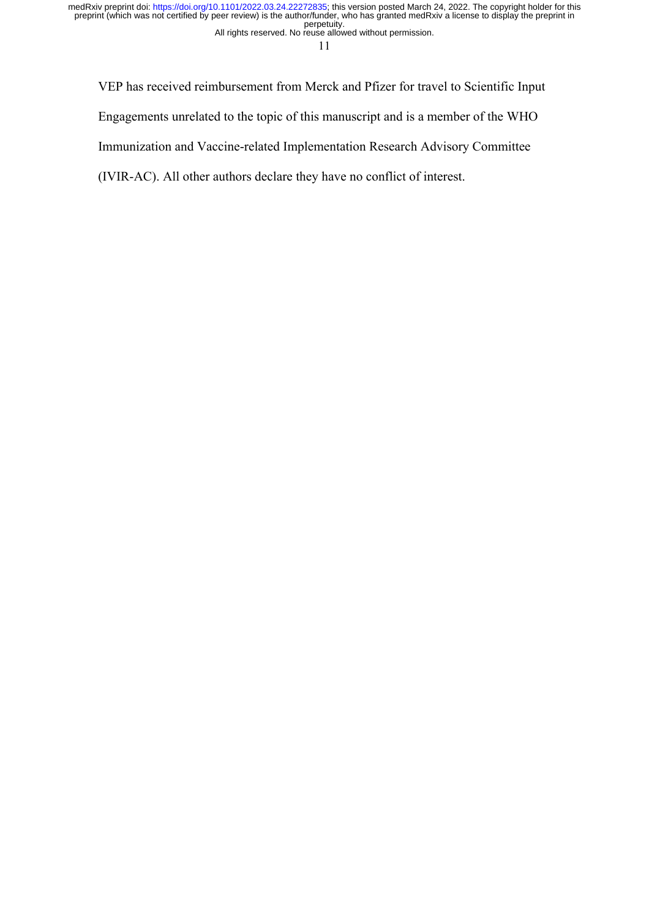VEP has received reimbursement from Merck and Pfizer for travel to Scientific Input Engagements unrelated to the topic of this manuscript and is a member of the WHO Immunization and Vaccine-related Implementation Research Advisory Committee (IVIR-AC). All other authors declare they have no conflict of interest.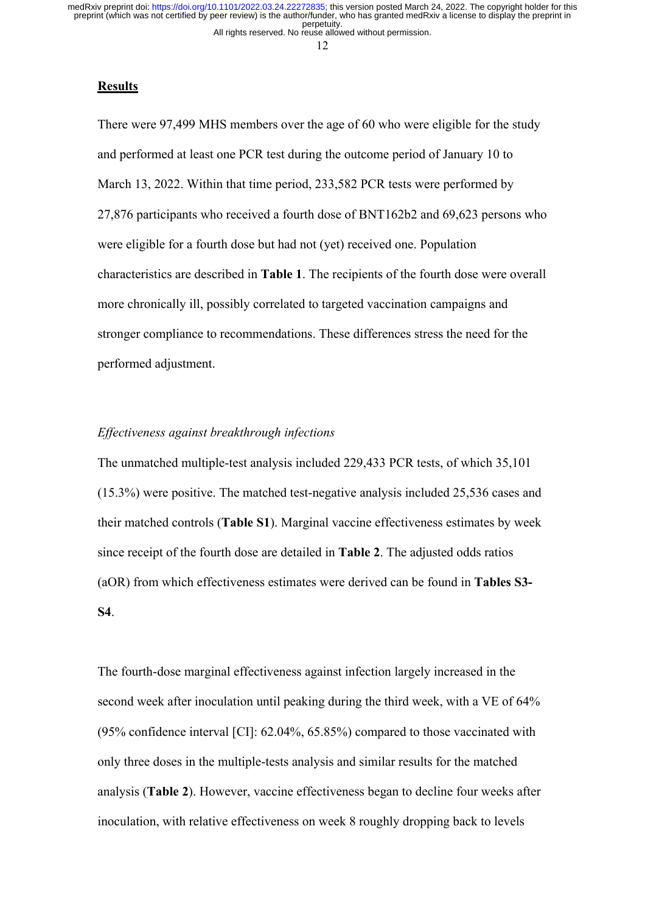## Results

There were 97,499 MHS members over the age of 60 who were eligible for the study and performed at least one PCR test during the outcome period of January 10 to March 13, 2022. Within that time period, 233,582 PCR tests were performed by 27,876 participants who received a fourth dose of BNT162b2 and 69,623 persons who were eligible for a fourth dose but had not (yet) received one. Population characteristics are described in **Table 1**. The recipients of the fourth dose were overall more chronically ill, possibly correlated to targeted vaccination campaigns and stronger compliance to recommendations. These differences stress the need for the performed adjustment.

### *Effectiveness against breakthrough infections*

The unmatched multiple-test analysis included 229,433 PCR tests, of which 35,101 (15.3%) were positive. The matched test-negative analysis included 25,536 cases and their matched controls (**Table S1**). Marginal vaccine effectiveness estimates by week since receipt of the fourth dose are detailed in **Table 2**. The adjusted odds ratios (aOR) from which effectiveness estimates were derived can be found in **Tables S3-S4**.

The fourth-dose marginal effectiveness against infection largely increased in the second week after inoculation until peaking during the third week, with a VE of 64% (95% confidence interval [CI]: 62.04%, 65.85%) compared to those vaccinated with only three doses in the multiple-tests analysis and similar results for the matched analysis (**Table 2**). However, vaccine effectiveness began to decline four weeks after inoculation, with relative effectiveness on week 8 roughly dropping back to levels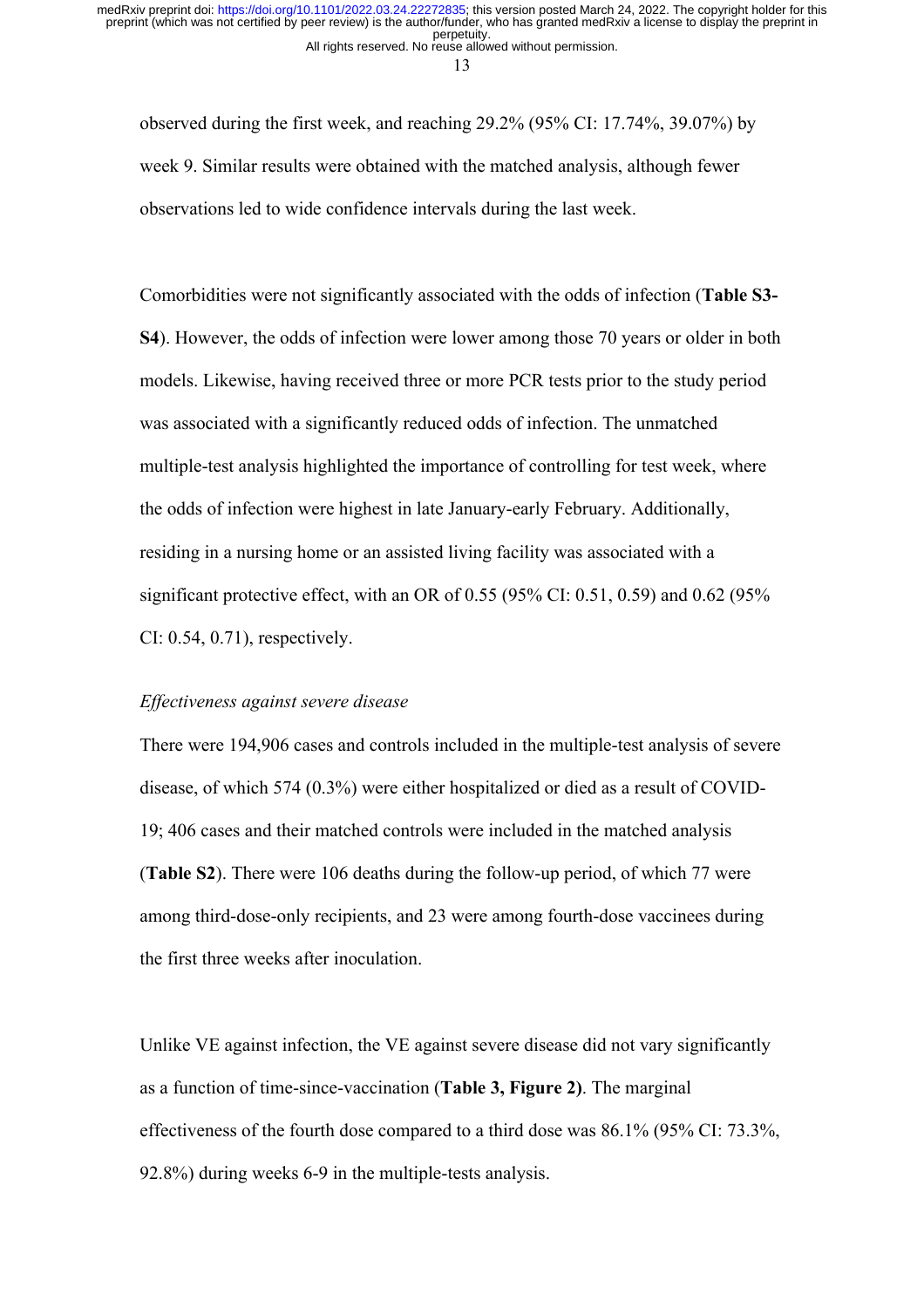observed during the first week, and reaching 29.2% (95% CI: 17.74%, 39.07%) by week 9. Similar results were obtained with the matched analysis, although fewer observations led to wide confidence intervals during the last week.

Comorbidities were not significantly associated with the odds of infection (**Table S3-S4**). However, the odds of infection were lower among those 70 years or older in both models. Likewise, having received three or more PCR tests prior to the study period was associated with a significantly reduced odds of infection. The unmatched multiple-test analysis highlighted the importance of controlling for test week, where the odds of infection were highest in late January-early February. Additionally, residing in a nursing home or an assisted living facility was associated with a significant protective effect, with an OR of 0.55 (95% CI: 0.51, 0.59) and 0.62 (95% CI: 0.54, 0.71), respectively.

*Effectiveness against severe disease*

There were 194,906 cases and controls included in the multiple-test analysis of severe disease, of which 574 (0.3%) were either hospitalized or died as a result of COVID-19; 406 cases and their matched controls were included in the matched analysis (**Table S2**). There were 106 deaths during the follow-up period, of which 77 were among third-dose-only recipients, and 23 were among fourth-dose vaccinees during the first three weeks after inoculation.

Unlike VE against infection, the VE against severe disease did not vary significantly as a function of time-since-vaccination (**Table 3, Figure 2)**. The marginal effectiveness of the fourth dose compared to a third dose was 86.1% (95% CI: 73.3%, 92.8%) during weeks 6-9 in the multiple-tests analysis.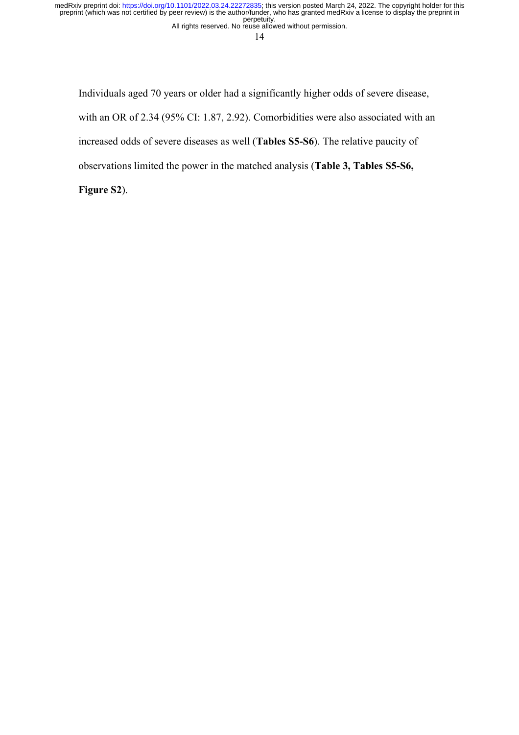Individuals aged 70 years or older had a significantly higher odds of severe disease, with an OR of 2.34 (95% CI: 1.87, 2.92). Comorbidities were also associated with an increased odds of severe diseases as well (**Tables S5-S6**). The relative paucity of observations limited the power in the matched analysis (**Table 3, Tables S5-S6, Figure S2**).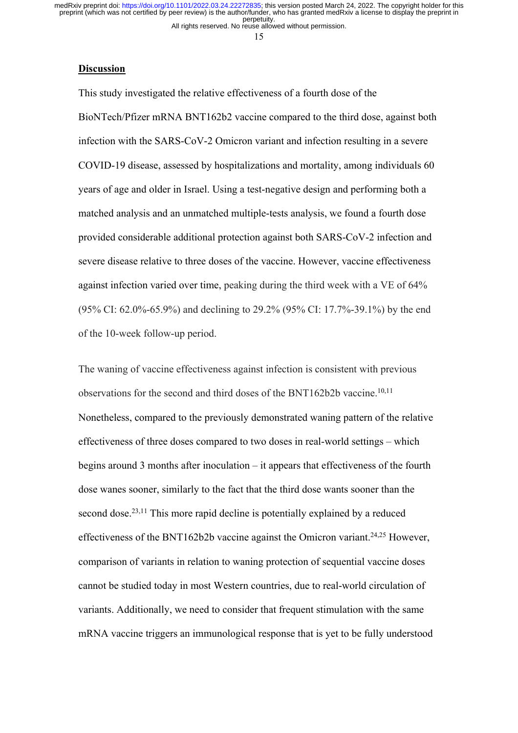## Discussion

This study investigated the relative effectiveness of a fourth dose of the BioNTech/Pfizer mRNA BNT162b2 vaccine compared to the third dose, against both infection with the SARS-CoV-2 Omicron variant and infection resulting in a severe COVID-19 disease, assessed by hospitalizations and mortality, among individuals 60 years of age and older in Israel. Using a test-negative design and performing both a matched analysis and an unmatched multiple-tests analysis, we found a fourth dose provided considerable additional protection against both SARS-CoV-2 infection and severe disease relative to three doses of the vaccine. However, vaccine effectiveness against infection varied over time, peaking during the third week with a VE of 64% (95% CI: 62.0%-65.9%) and declining to 29.2% (95% CI: 17.7%-39.1%) by the end of the 10-week follow-up period.

The waning of vaccine effectiveness against infection is consistent with previous observations for the second and third doses of the BNT162b2b vaccine.[10,11] Nonetheless, compared to the previously demonstrated waning pattern of the relative effectiveness of three doses compared to two doses in real-world settings – which begins around 3 months after inoculation – it appears that effectiveness of the fourth dose wanes sooner, similarly to the fact that the third dose wants sooner than the second dose.[23,11] This more rapid decline is potentially explained by a reduced effectiveness of the BNT162b2b vaccine against the Omicron variant.[24,25] However, comparison of variants in relation to waning protection of sequential vaccine doses cannot be studied today in most Western countries, due to real-world circulation of variants. Additionally, we need to consider that frequent stimulation with the same mRNA vaccine triggers an immunological response that is yet to be fully understood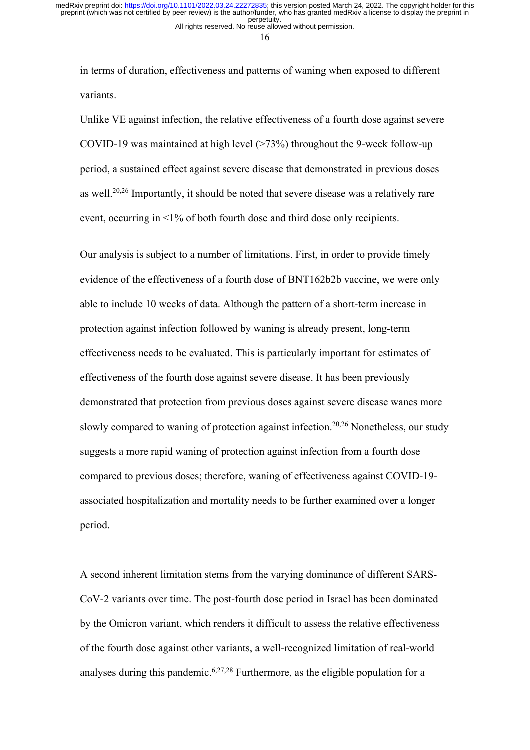in terms of duration, effectiveness and patterns of waning when exposed to different variants.

Unlike VE against infection, the relative effectiveness of a fourth dose against severe COVID-19 was maintained at high level (>73%) throughout the 9-week follow-up period, a sustained effect against severe disease that demonstrated in previous doses as well.[20,26] Importantly, it should be noted that severe disease was a relatively rare event, occurring in <1% of both fourth dose and third dose only recipients.

Our analysis is subject to a number of limitations. First, in order to provide timely evidence of the effectiveness of a fourth dose of BNT162b2b vaccine, we were only able to include 10 weeks of data. Although the pattern of a short-term increase in protection against infection followed by waning is already present, long-term effectiveness needs to be evaluated. This is particularly important for estimates of effectiveness of the fourth dose against severe disease. It has been previously demonstrated that protection from previous doses against severe disease wanes more slowly compared to waning of protection against infection.[20,26] Nonetheless, our study suggests a more rapid waning of protection against infection from a fourth dose compared to previous doses; therefore, waning of effectiveness against COVID-19-associated hospitalization and mortality needs to be further examined over a longer period.

A second inherent limitation stems from the varying dominance of different SARS-CoV-2 variants over time. The post-fourth dose period in Israel has been dominated by the Omicron variant, which renders it difficult to assess the relative effectiveness of the fourth dose against other variants, a well-recognized limitation of real-world analyses during this pandemic.[6,27,28] Furthermore, as the eligible population for a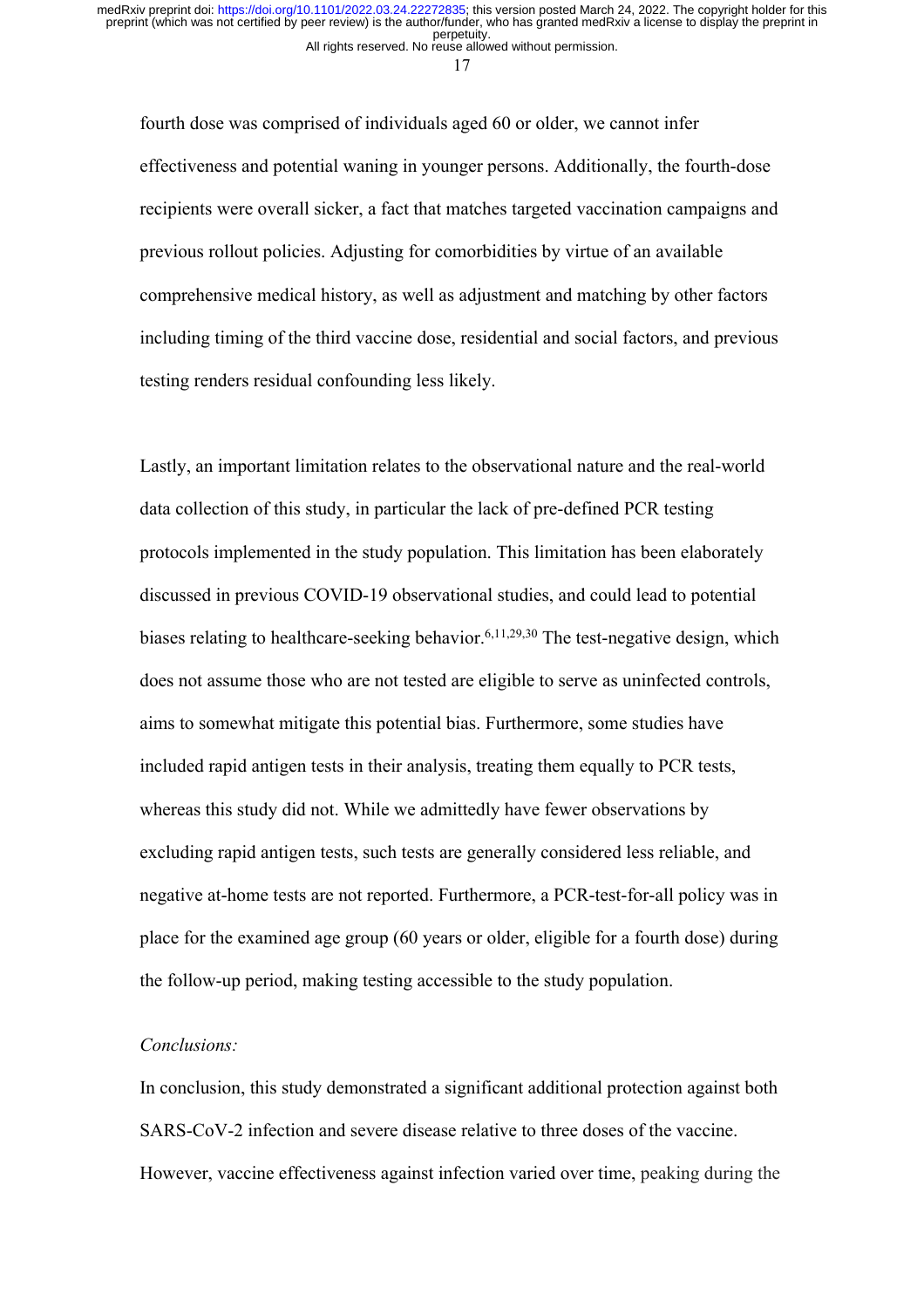fourth dose was comprised of individuals aged 60 or older, we cannot infer effectiveness and potential waning in younger persons. Additionally, the fourth-dose recipients were overall sicker, a fact that matches targeted vaccination campaigns and previous rollout policies. Adjusting for comorbidities by virtue of an available comprehensive medical history, as well as adjustment and matching by other factors including timing of the third vaccine dose, residential and social factors, and previous testing renders residual confounding less likely.

Lastly, an important limitation relates to the observational nature and the real-world data collection of this study, in particular the lack of pre-defined PCR testing protocols implemented in the study population. This limitation has been elaborately discussed in previous COVID-19 observational studies, and could lead to potential biases relating to healthcare-seeking behavior.[6,11,29,30] The test-negative design, which does not assume those who are not tested are eligible to serve as uninfected controls, aims to somewhat mitigate this potential bias. Furthermore, some studies have included rapid antigen tests in their analysis, treating them equally to PCR tests, whereas this study did not. While we admittedly have fewer observations by excluding rapid antigen tests, such tests are generally considered less reliable, and negative at-home tests are not reported. Furthermore, a PCR-test-for-all policy was in place for the examined age group (60 years or older, eligible for a fourth dose) during the follow-up period, making testing accessible to the study population.

*Conclusions:*

In conclusion, this study demonstrated a significant additional protection against both SARS-CoV-2 infection and severe disease relative to three doses of the vaccine. However, vaccine effectiveness against infection varied over time, peaking during the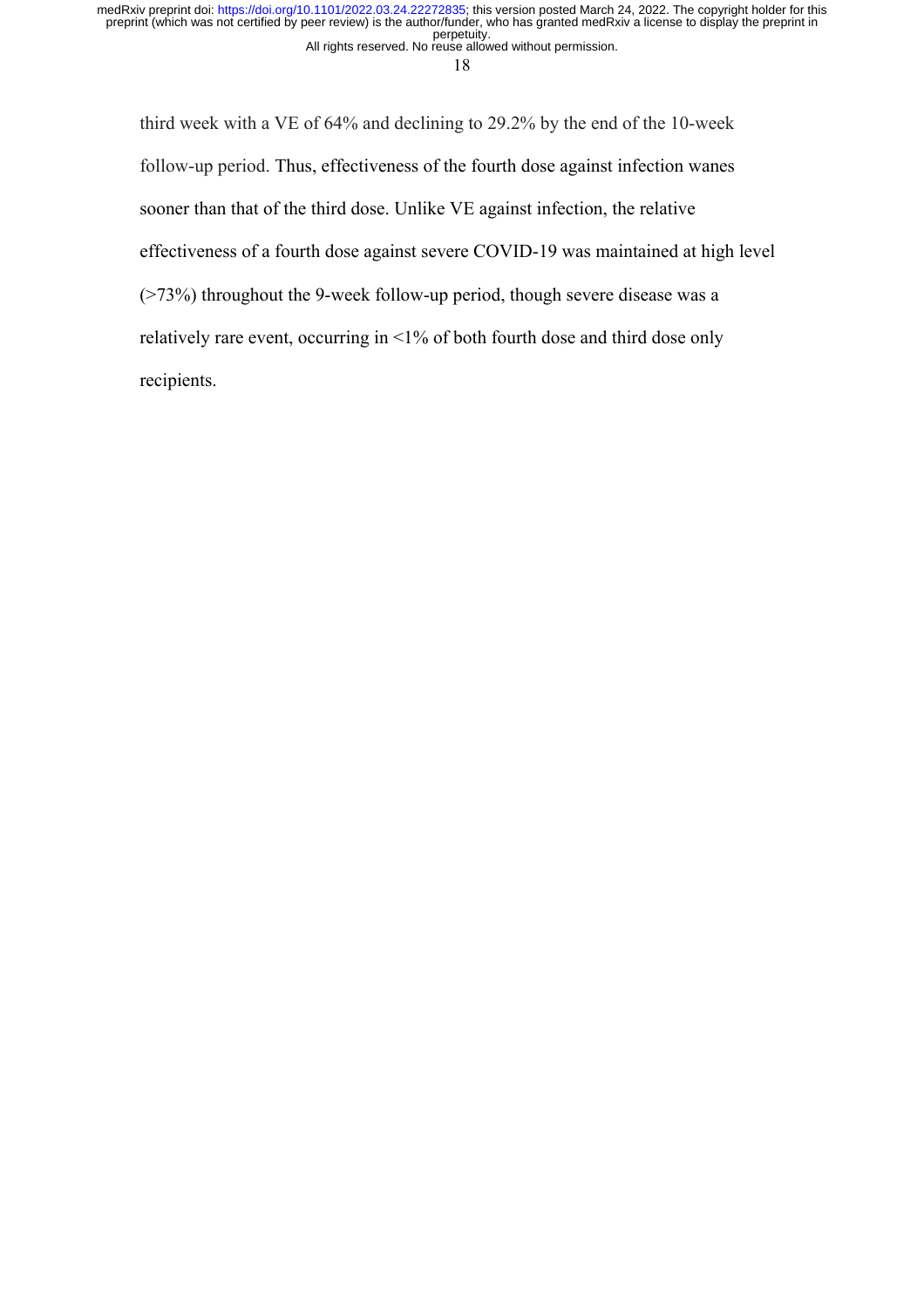third week with a VE of 64% and declining to 29.2% by the end of the 10-week follow-up period. Thus, effectiveness of the fourth dose against infection wanes sooner than that of the third dose. Unlike VE against infection, the relative effectiveness of a fourth dose against severe COVID-19 was maintained at high level (>73%) throughout the 9-week follow-up period, though severe disease was a relatively rare event, occurring in <1% of both fourth dose and third dose only recipients.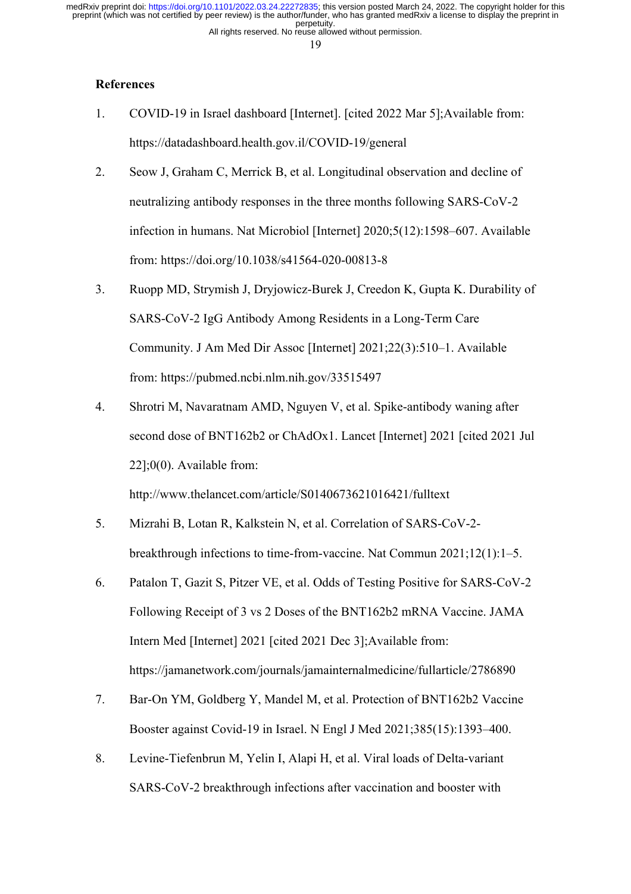## References

1. COVID-19 in Israel dashboard [Internet]. [cited 2022 Mar 5];Available from: https://datadashboard.health.gov.il/COVID-19/general
2. Seow J, Graham C, Merrick B, et al. Longitudinal observation and decline of neutralizing antibody responses in the three months following SARS-CoV-2 infection in humans. Nat Microbiol [Internet] 2020;5(12):1598–607. Available from: https://doi.org/10.1038/s41564-020-00813-8
3. Ruopp MD, Strymish J, Dryjowicz-Burek J, Creedon K, Gupta K. Durability of SARS-CoV-2 IgG Antibody Among Residents in a Long-Term Care Community. J Am Med Dir Assoc [Internet] 2021;22(3):510–1. Available from: https://pubmed.ncbi.nlm.nih.gov/33515497
4. Shrotri M, Navaratnam AMD, Nguyen V, et al. Spike-antibody waning after second dose of BNT162b2 or ChAdOx1. Lancet [Internet] 2021 [cited 2021 Jul 22];0(0). Available from: http://www.thelancet.com/article/S0140673621016421/fulltext
5. Mizrahi B, Lotan R, Kalkstein N, et al. Correlation of SARS-CoV-2-breakthrough infections to time-from-vaccine. Nat Commun 2021;12(1):1–5.
6. Patalon T, Gazit S, Pitzer VE, et al. Odds of Testing Positive for SARS-CoV-2 Following Receipt of 3 vs 2 Doses of the BNT162b2 mRNA Vaccine. JAMA Intern Med [Internet] 2021 [cited 2021 Dec 3];Available from: https://jamanetwork.com/journals/jamainternalmedicine/fullarticle/2786890
7. Bar-On YM, Goldberg Y, Mandel M, et al. Protection of BNT162b2 Vaccine Booster against Covid-19 in Israel. N Engl J Med 2021;385(15):1393–400.
8. Levine-Tiefenbrun M, Yelin I, Alapi H, et al. Viral loads of Delta-variant SARS-CoV-2 breakthrough infections after vaccination and booster with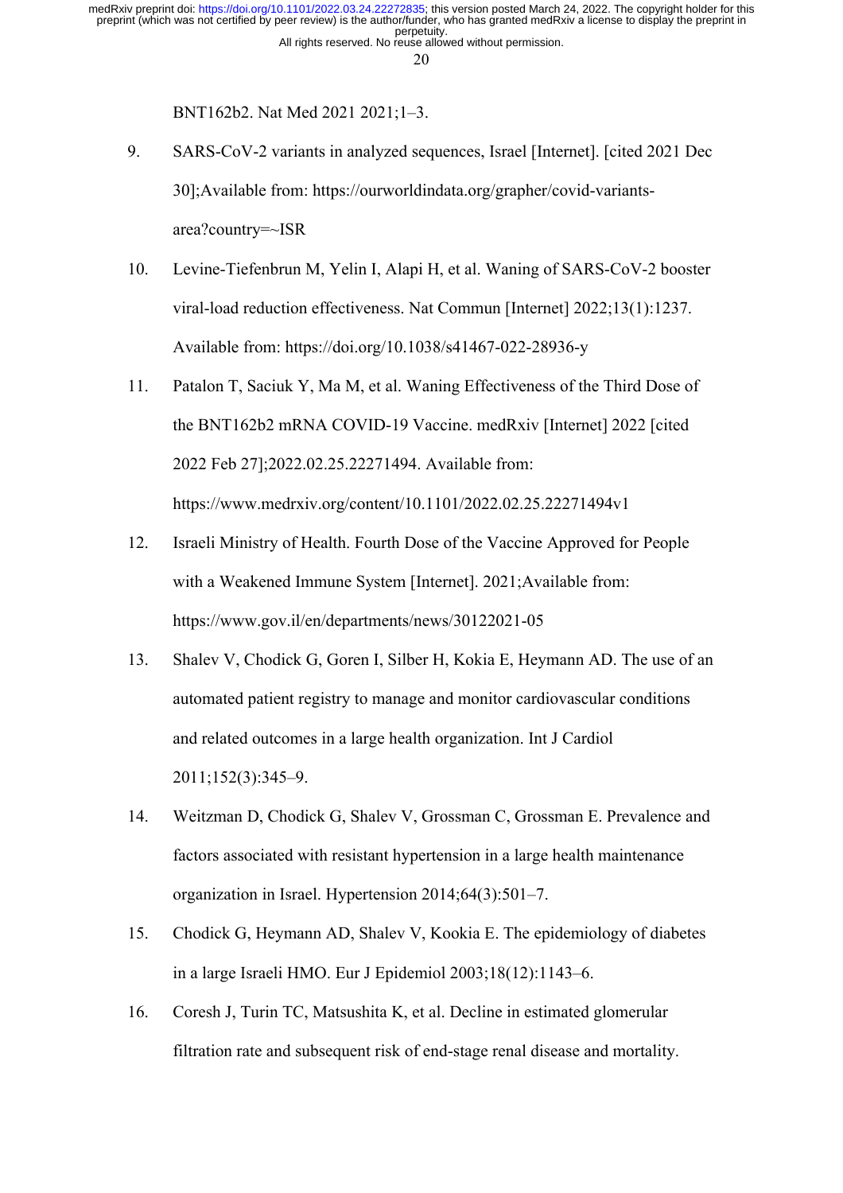BNT162b2. Nat Med 2021 2021;1–3.

9. SARS-CoV-2 variants in analyzed sequences, Israel [Internet]. [cited 2021 Dec 30];Available from: https://ourworldindata.org/grapher/covid-variants-area?country=~ISR

10. Levine-Tiefenbrun M, Yelin I, Alapi H, et al. Waning of SARS-CoV-2 booster viral-load reduction effectiveness. Nat Commun [Internet] 2022;13(1):1237. Available from: https://doi.org/10.1038/s41467-022-28936-y

11. Patalon T, Saciuk Y, Ma M, et al. Waning Effectiveness of the Third Dose of the BNT162b2 mRNA COVID-19 Vaccine. medRxiv [Internet] 2022 [cited 2022 Feb 27];2022.02.25.22271494. Available from: https://www.medrxiv.org/content/10.1101/2022.02.25.22271494v1

12. Israeli Ministry of Health. Fourth Dose of the Vaccine Approved for People with a Weakened Immune System [Internet]. 2021;Available from: https://www.gov.il/en/departments/news/30122021-05

13. Shalev V, Chodick G, Goren I, Silber H, Kokia E, Heymann AD. The use of an automated patient registry to manage and monitor cardiovascular conditions and related outcomes in a large health organization. Int J Cardiol 2011;152(3):345–9.

14. Weitzman D, Chodick G, Shalev V, Grossman C, Grossman E. Prevalence and factors associated with resistant hypertension in a large health maintenance organization in Israel. Hypertension 2014;64(3):501–7.

15. Chodick G, Heymann AD, Shalev V, Kookia E. The epidemiology of diabetes in a large Israeli HMO. Eur J Epidemiol 2003;18(12):1143–6.

16. Coresh J, Turin TC, Matsushita K, et al. Decline in estimated glomerular filtration rate and subsequent risk of end-stage renal disease and mortality.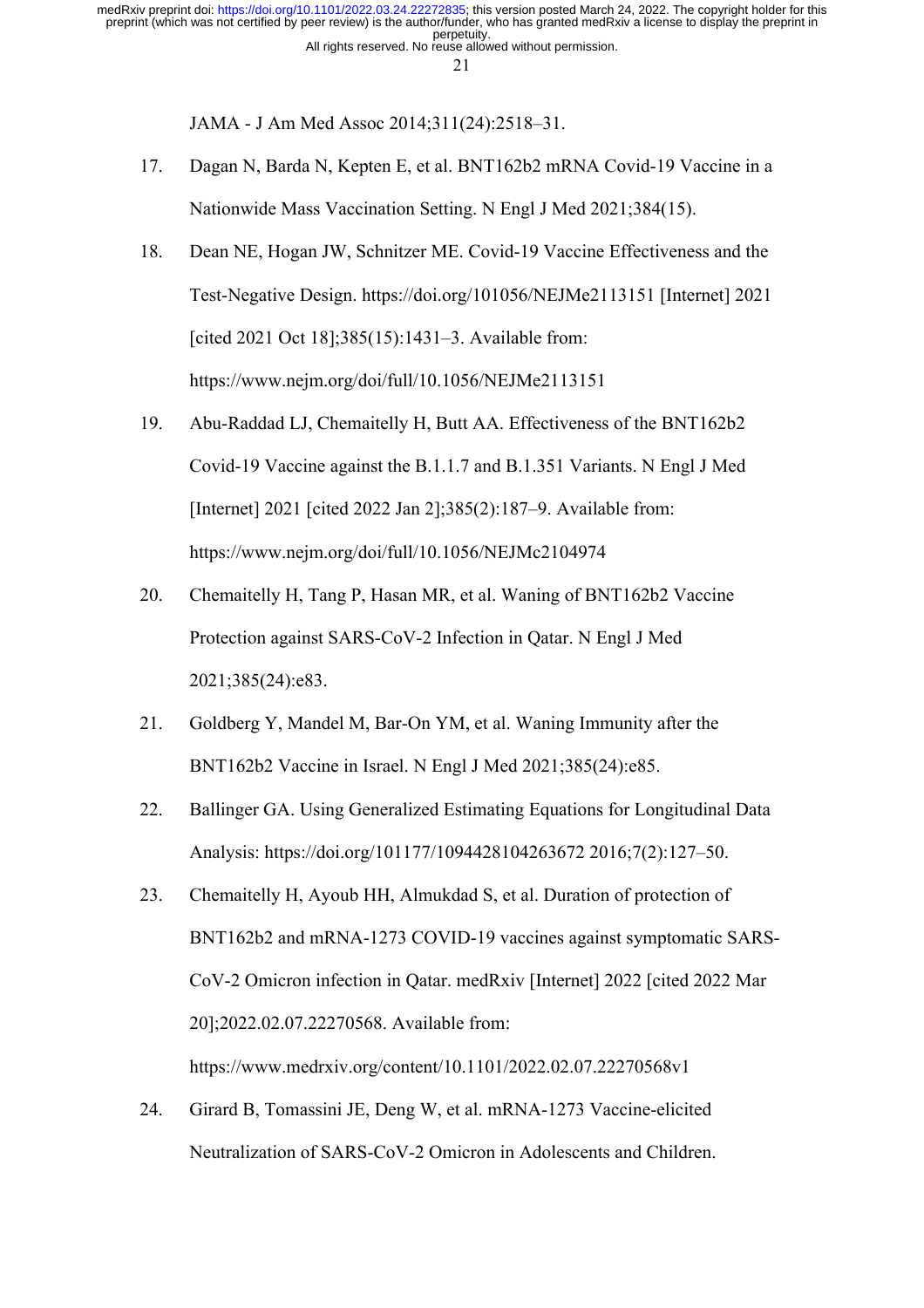JAMA - J Am Med Assoc 2014;311(24):2518–31.

17. Dagan N, Barda N, Kepten E, et al. BNT162b2 mRNA Covid-19 Vaccine in a Nationwide Mass Vaccination Setting. N Engl J Med 2021;384(15).
18. Dean NE, Hogan JW, Schnitzer ME. Covid-19 Vaccine Effectiveness and the Test-Negative Design. https://doi.org/101056/NEJMe2113151 [Internet] 2021 [cited 2021 Oct 18];385(15):1431–3. Available from: https://www.nejm.org/doi/full/10.1056/NEJMe2113151
19. Abu-Raddad LJ, Chemaitelly H, Butt AA. Effectiveness of the BNT162b2 Covid-19 Vaccine against the B.1.1.7 and B.1.351 Variants. N Engl J Med [Internet] 2021 [cited 2022 Jan 2];385(2):187–9. Available from: https://www.nejm.org/doi/full/10.1056/NEJMc2104974
20. Chemaitelly H, Tang P, Hasan MR, et al. Waning of BNT162b2 Vaccine Protection against SARS-CoV-2 Infection in Qatar. N Engl J Med 2021;385(24):e83.
21. Goldberg Y, Mandel M, Bar-On YM, et al. Waning Immunity after the BNT162b2 Vaccine in Israel. N Engl J Med 2021;385(24):e85.
22. Ballinger GA. Using Generalized Estimating Equations for Longitudinal Data Analysis: https://doi.org/101177/1094428104263672 2016;7(2):127–50.
23. Chemaitelly H, Ayoub HH, Almukdad S, et al. Duration of protection of BNT162b2 and mRNA-1273 COVID-19 vaccines against symptomatic SARS-CoV-2 Omicron infection in Qatar. medRxiv [Internet] 2022 [cited 2022 Mar 20];2022.02.07.22270568. Available from: https://www.medrxiv.org/content/10.1101/2022.02.07.22270568v1
24. Girard B, Tomassini JE, Deng W, et al. mRNA-1273 Vaccine-elicited Neutralization of SARS-CoV-2 Omicron in Adolescents and Children.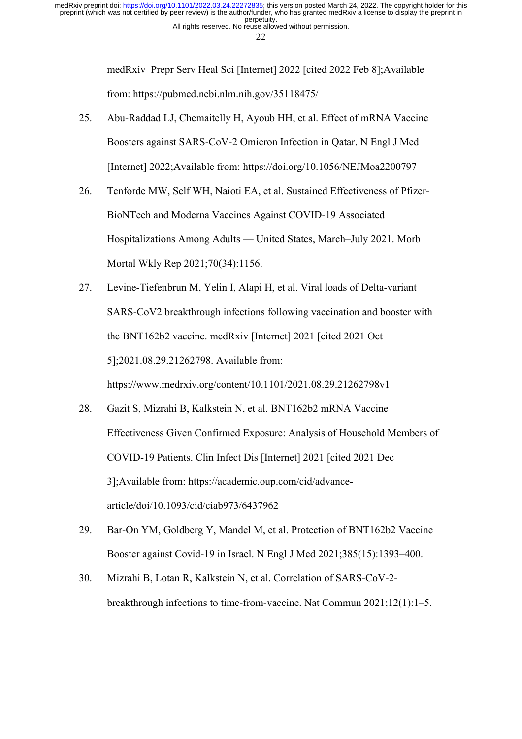medRxiv Prepr Serv Heal Sci [Internet] 2022 [cited 2022 Feb 8];Available from: https://pubmed.ncbi.nlm.nih.gov/35118475/

25. Abu-Raddad LJ, Chemaitelly H, Ayoub HH, et al. Effect of mRNA Vaccine Boosters against SARS-CoV-2 Omicron Infection in Qatar. N Engl J Med [Internet] 2022;Available from: https://doi.org/10.1056/NEJMoa2200797
26. Tenforde MW, Self WH, Naioti EA, et al. Sustained Effectiveness of Pfizer-BioNTech and Moderna Vaccines Against COVID-19 Associated Hospitalizations Among Adults — United States, March–July 2021. Morb Mortal Wkly Rep 2021;70(34):1156.
27. Levine-Tiefenbrun M, Yelin I, Alapi H, et al. Viral loads of Delta-variant SARS-CoV2 breakthrough infections following vaccination and booster with the BNT162b2 vaccine. medRxiv [Internet] 2021 [cited 2021 Oct 5];2021.08.29.21262798. Available from: https://www.medrxiv.org/content/10.1101/2021.08.29.21262798v1
28. Gazit S, Mizrahi B, Kalkstein N, et al. BNT162b2 mRNA Vaccine Effectiveness Given Confirmed Exposure: Analysis of Household Members of COVID-19 Patients. Clin Infect Dis [Internet] 2021 [cited 2021 Dec 3];Available from: https://academic.oup.com/cid/advance-article/doi/10.1093/cid/ciab973/6437962
29. Bar-On YM, Goldberg Y, Mandel M, et al. Protection of BNT162b2 Vaccine Booster against Covid-19 in Israel. N Engl J Med 2021;385(15):1393–400.
30. Mizrahi B, Lotan R, Kalkstein N, et al. Correlation of SARS-CoV-2-breakthrough infections to time-from-vaccine. Nat Commun 2021;12(1):1–5.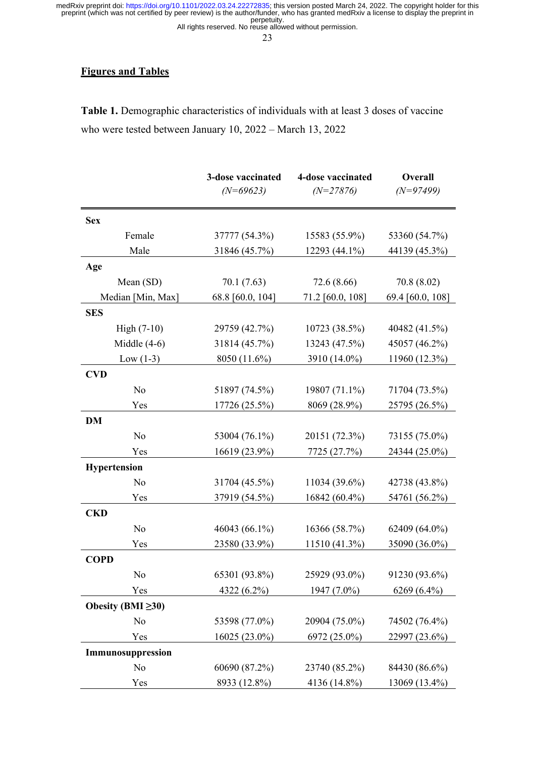## Figures and Tables

**Table 1.** Demographic characteristics of individuals with at least 3 doses of vaccine who were tested between January 10, 2022 – March 13, 2022

| | 3-dose vaccinated (N=69623) | 4-dose vaccinated (N=27876) | Overall (N=97499) |
|---|---|---|---|
| **Sex** | | | |
| Female | 37777 (54.3%) | 15583 (55.9%) | 53360 (54.7%) |
| Male | 31846 (45.7%) | 12293 (44.1%) | 44139 (45.3%) |
| **Age** | | | |
| Mean (SD) | 70.1 (7.63) | 72.6 (8.66) | 70.8 (8.02) |
| Median [Min, Max] | 68.8 [60.0, 104] | 71.2 [60.0, 108] | 69.4 [60.0, 108] |
| **SES** | | | |
| High (7-10) | 29759 (42.7%) | 10723 (38.5%) | 40482 (41.5%) |
| Middle (4-6) | 31814 (45.7%) | 13243 (47.5%) | 45057 (46.2%) |
| Low (1-3) | 8050 (11.6%) | 3910 (14.0%) | 11960 (12.3%) |
| **CVD** | | | |
| No | 51897 (74.5%) | 19807 (71.1%) | 71704 (73.5%) |
| Yes | 17726 (25.5%) | 8069 (28.9%) | 25795 (26.5%) |
| **DM** | | | |
| No | 53004 (76.1%) | 20151 (72.3%) | 73155 (75.0%) |
| Yes | 16619 (23.9%) | 7725 (27.7%) | 24344 (25.0%) |
| **Hypertension** | | | |
| No | 31704 (45.5%) | 11034 (39.6%) | 42738 (43.8%) |
| Yes | 37919 (54.5%) | 16842 (60.4%) | 54761 (56.2%) |
| **CKD** | | | |
| No | 46043 (66.1%) | 16366 (58.7%) | 62409 (64.0%) |
| Yes | 23580 (33.9%) | 11510 (41.3%) | 35090 (36.0%) |
| **COPD** | | | |
| No | 65301 (93.8%) | 25929 (93.0%) | 91230 (93.6%) |
| Yes | 4322 (6.2%) | 1947 (7.0%) | 6269 (6.4%) |
| **Obesity (BMI ≥30)** | | | |
| No | 53598 (77.0%) | 20904 (75.0%) | 74502 (76.4%) |
| Yes | 16025 (23.0%) | 6972 (25.0%) | 22997 (23.6%) |
| **Immunosuppression** | | | |
| No | 60690 (87.2%) | 23740 (85.2%) | 84430 (86.6%) |
| Yes | 8933 (12.8%) | 4136 (14.8%) | 13069 (13.4%) |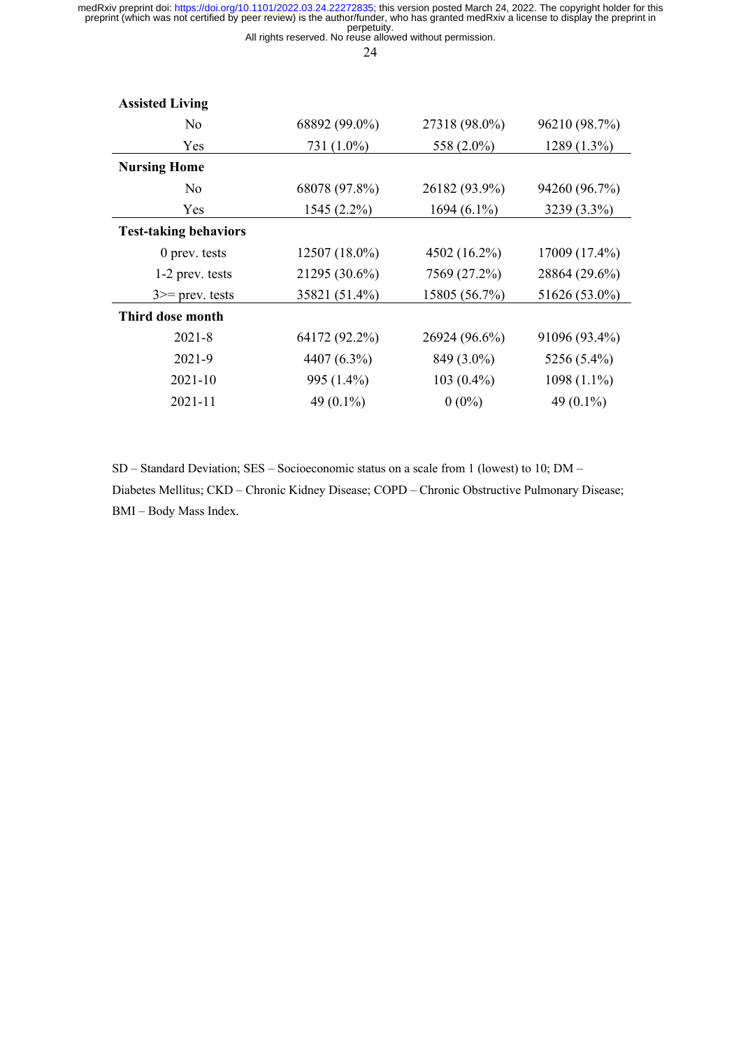| | | | |
|---|---|---|---|
| **Assisted Living** | | | |
| No | 68892 (99.0%) | 27318 (98.0%) | 96210 (98.7%) |
| Yes | 731 (1.0%) | 558 (2.0%) | 1289 (1.3%) |
| **Nursing Home** | | | |
| No | 68078 (97.8%) | 26182 (93.9%) | 94260 (96.7%) |
| Yes | 1545 (2.2%) | 1694 (6.1%) | 3239 (3.3%) |
| **Test-taking behaviors** | | | |
| 0 prev. tests | 12507 (18.0%) | 4502 (16.2%) | 17009 (17.4%) |
| 1-2 prev. tests | 21295 (30.6%) | 7569 (27.2%) | 28864 (29.6%) |
| 3>= prev. tests | 35821 (51.4%) | 15805 (56.7%) | 51626 (53.0%) |
| **Third dose month** | | | |
| 2021-8 | 64172 (92.2%) | 26924 (96.6%) | 91096 (93.4%) |
| 2021-9 | 4407 (6.3%) | 849 (3.0%) | 5256 (5.4%) |
| 2021-10 | 995 (1.4%) | 103 (0.4%) | 1098 (1.1%) |
| 2021-11 | 49 (0.1%) | 0 (0%) | 49 (0.1%) |

SD – Standard Deviation; SES – Socioeconomic status on a scale from 1 (lowest) to 10; DM – Diabetes Mellitus; CKD – Chronic Kidney Disease; COPD – Chronic Obstructive Pulmonary Disease; BMI – Body Mass Index.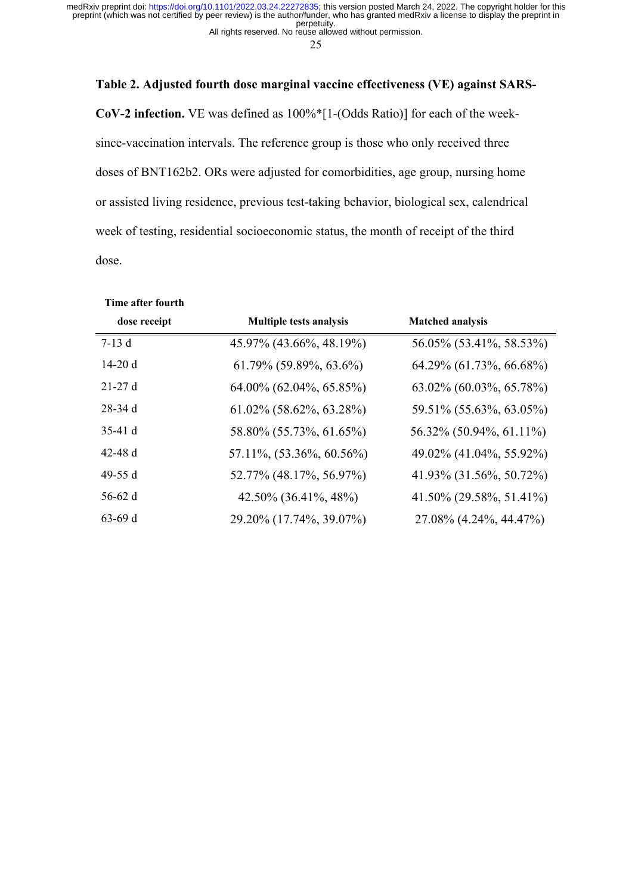**Table 2. Adjusted fourth dose marginal vaccine effectiveness (VE) against SARS-CoV-2 infection.** VE was defined as 100%*[1-(Odds Ratio)] for each of the week-since-vaccination intervals. The reference group is those who only received three doses of BNT162b2. ORs were adjusted for comorbidities, age group, nursing home or assisted living residence, previous test-taking behavior, biological sex, calendrical week of testing, residential socioeconomic status, the month of receipt of the third dose.

| Time after fourth dose receipt | Multiple tests analysis | Matched analysis |
|---|---|---|
| 7-13 d | 45.97% (43.66%, 48.19%) | 56.05% (53.41%, 58.53%) |
| 14-20 d | 61.79% (59.89%, 63.6%) | 64.29% (61.73%, 66.68%) |
| 21-27 d | 64.00% (62.04%, 65.85%) | 63.02% (60.03%, 65.78%) |
| 28-34 d | 61.02% (58.62%, 63.28%) | 59.51% (55.63%, 63.05%) |
| 35-41 d | 58.80% (55.73%, 61.65%) | 56.32% (50.94%, 61.11%) |
| 42-48 d | 57.11%, (53.36%, 60.56%) | 49.02% (41.04%, 55.92%) |
| 49-55 d | 52.77% (48.17%, 56.97%) | 41.93% (31.56%, 50.72%) |
| 56-62 d | 42.50% (36.41%, 48%) | 41.50% (29.58%, 51.41%) |
| 63-69 d | 29.20% (17.74%, 39.07%) | 27.08% (4.24%, 44.47%) |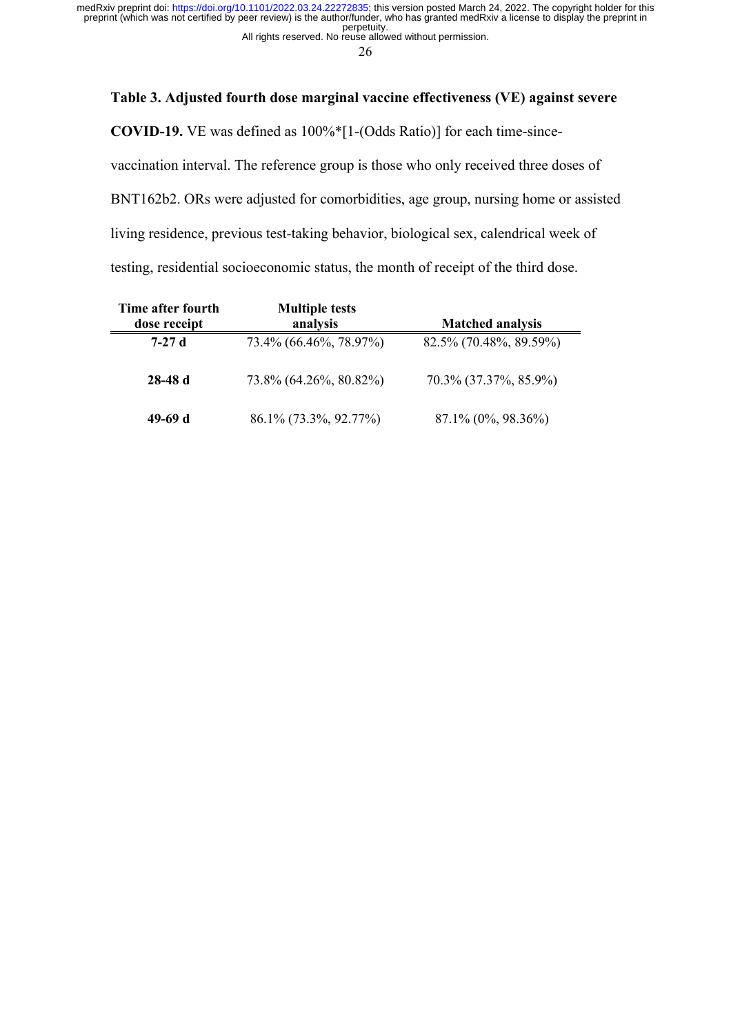**Table 3. Adjusted fourth dose marginal vaccine effectiveness (VE) against severe COVID-19.** VE was defined as 100%*[1-(Odds Ratio)] for each time-since-vaccination interval. The reference group is those who only received three doses of BNT162b2. ORs were adjusted for comorbidities, age group, nursing home or assisted living residence, previous test-taking behavior, biological sex, calendrical week of testing, residential socioeconomic status, the month of receipt of the third dose.

| Time after fourth dose receipt | Multiple tests analysis | Matched analysis |
|---|---|---|
| **7-27 d** | 73.4% (66.46%, 78.97%) | 82.5% (70.48%, 89.59%) |
| **28-48 d** | 73.8% (64.26%, 80.82%) | 70.3% (37.37%, 85.9%) |
| **49-69 d** | 86.1% (73.3%, 92.77%) | 87.1% (0%, 98.36%) |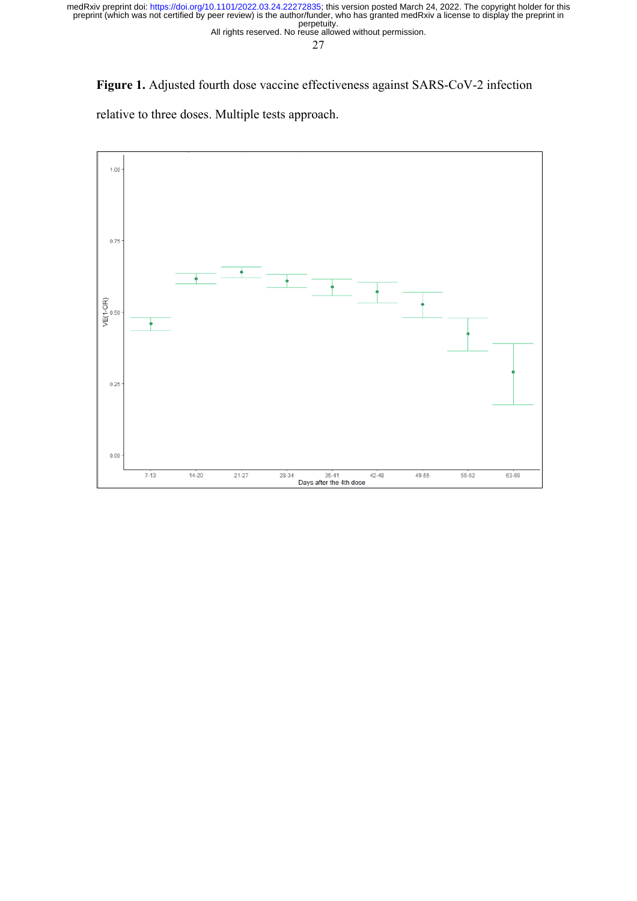**Figure 1.** Adjusted fourth dose vaccine effectiveness against SARS-CoV-2 infection relative to three doses. Multiple tests approach.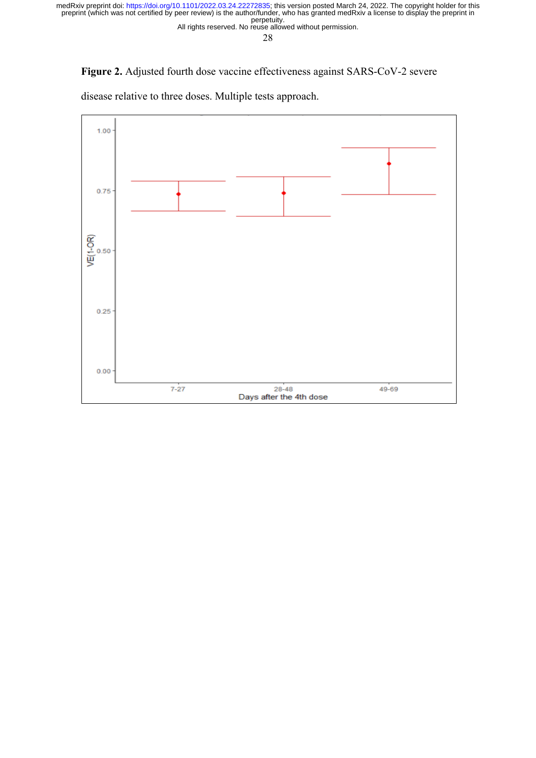**Figure 2.** Adjusted fourth dose vaccine effectiveness against SARS-CoV-2 severe disease relative to three doses. Multiple tests approach.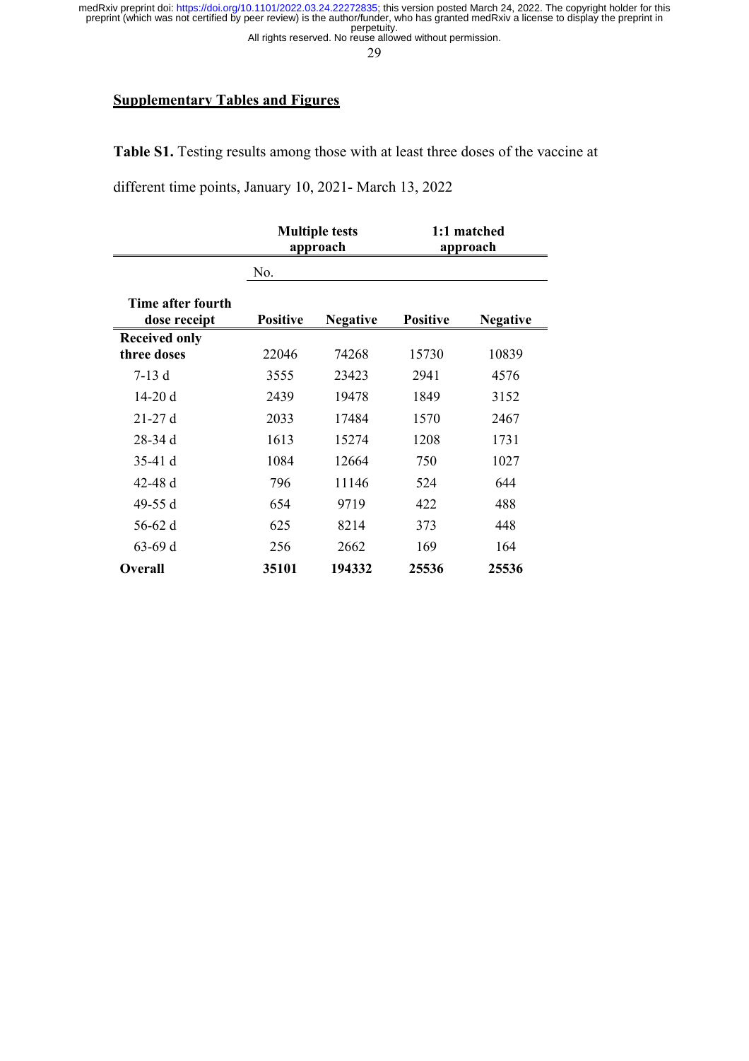## Supplementary Tables and Figures

**Table S1.** Testing results among those with at least three doses of the vaccine at different time points, January 10, 2021- March 13, 2022

| | Multiple tests approach | | 1:1 matched approach | |
|---|---|---|---|---|
| | No. | | | |
| **Time after fourth dose receipt** | **Positive** | **Negative** | **Positive** | **Negative** |
| **Received only three doses** | 22046 | 74268 | 15730 | 10839 |
| 7-13 d | 3555 | 23423 | 2941 | 4576 |
| 14-20 d | 2439 | 19478 | 1849 | 3152 |
| 21-27 d | 2033 | 17484 | 1570 | 2467 |
| 28-34 d | 1613 | 15274 | 1208 | 1731 |
| 35-41 d | 1084 | 12664 | 750 | 1027 |
| 42-48 d | 796 | 11146 | 524 | 644 |
| 49-55 d | 654 | 9719 | 422 | 488 |
| 56-62 d | 625 | 8214 | 373 | 448 |
| 63-69 d | 256 | 2662 | 169 | 164 |
| **Overall** | **35101** | **194332** | **25536** | **25536** |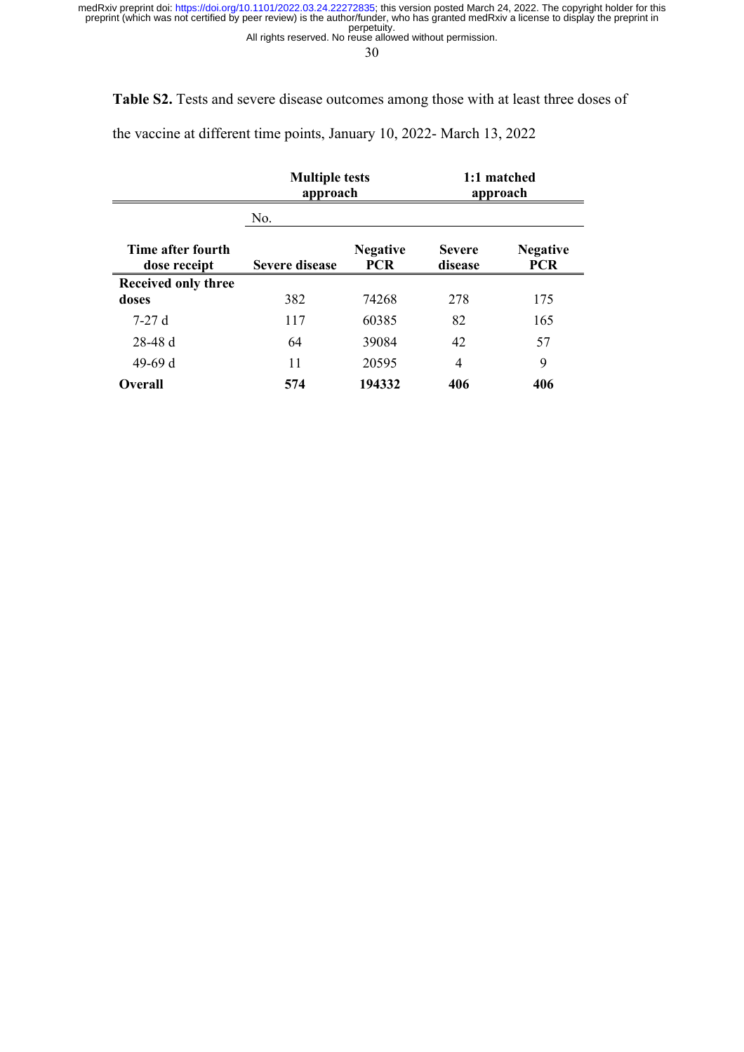**Table S2.** Tests and severe disease outcomes among those with at least three doses of the vaccine at different time points, January 10, 2022- March 13, 2022

| | Multiple tests approach | | 1:1 matched approach | |
|---|---|---|---|---|
| | No. | | | |
| Time after fourth dose receipt | Severe disease | Negative PCR | Severe disease | Negative PCR |
| **Received only three doses** | 382 | 74268 | 278 | 175 |
| 7-27 d | 117 | 60385 | 82 | 165 |
| 28-48 d | 64 | 39084 | 42 | 57 |
| 49-69 d | 11 | 20595 | 4 | 9 |
| **Overall** | **574** | **194332** | **406** | **406** |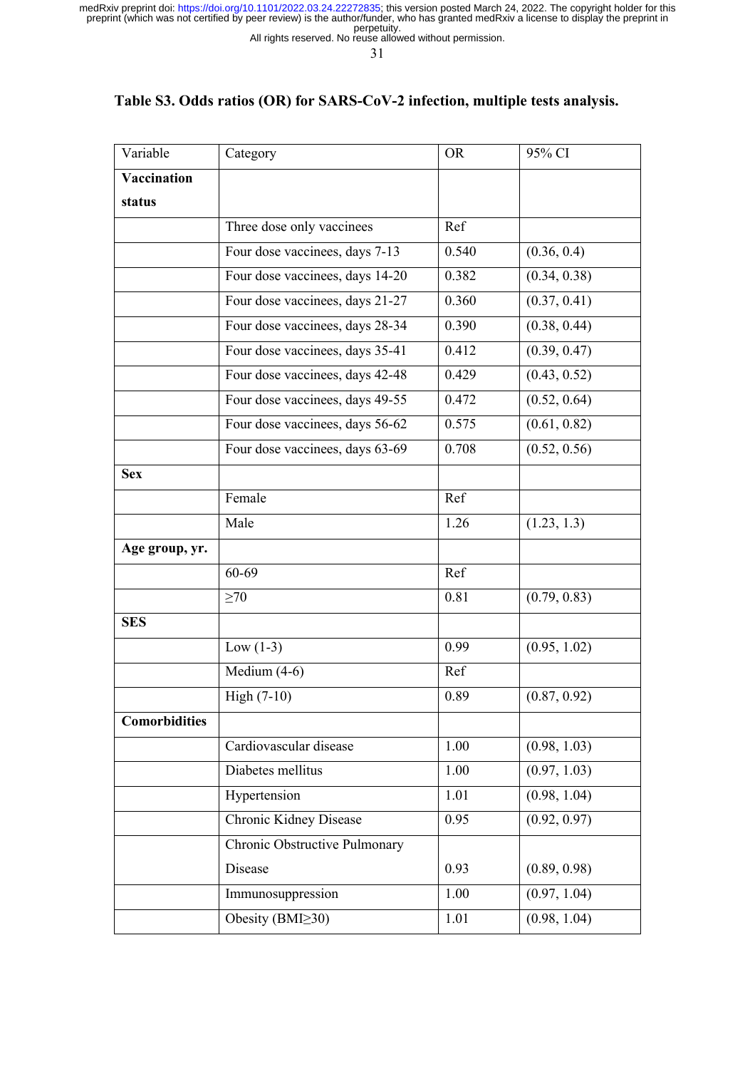**Table S3. Odds ratios (OR) for SARS-CoV-2 infection, multiple tests analysis.**

| Variable | Category | OR | 95% CI |
|---|---|---|---|
| **Vaccination status** | | | |
| | Three dose only vaccinees | Ref | |
| | Four dose vaccinees, days 7-13 | 0.540 | (0.36, 0.4) |
| | Four dose vaccinees, days 14-20 | 0.382 | (0.34, 0.38) |
| | Four dose vaccinees, days 21-27 | 0.360 | (0.37, 0.41) |
| | Four dose vaccinees, days 28-34 | 0.390 | (0.38, 0.44) |
| | Four dose vaccinees, days 35-41 | 0.412 | (0.39, 0.47) |
| | Four dose vaccinees, days 42-48 | 0.429 | (0.43, 0.52) |
| | Four dose vaccinees, days 49-55 | 0.472 | (0.52, 0.64) |
| | Four dose vaccinees, days 56-62 | 0.575 | (0.61, 0.82) |
| | Four dose vaccinees, days 63-69 | 0.708 | (0.52, 0.56) |
| **Sex** | | | |
| | Female | Ref | |
| | Male | 1.26 | (1.23, 1.3) |
| **Age group, yr.** | | | |
| | 60-69 | Ref | |
| | ≥70 | 0.81 | (0.79, 0.83) |
| **SES** | | | |
| | Low (1-3) | 0.99 | (0.95, 1.02) |
| | Medium (4-6) | Ref | |
| | High (7-10) | 0.89 | (0.87, 0.92) |
| **Comorbidities** | | | |
| | Cardiovascular disease | 1.00 | (0.98, 1.03) |
| | Diabetes mellitus | 1.00 | (0.97, 1.03) |
| | Hypertension | 1.01 | (0.98, 1.04) |
| | Chronic Kidney Disease | 0.95 | (0.92, 0.97) |
| | Chronic Obstructive Pulmonary Disease | 0.93 | (0.89, 0.98) |
| | Immunosuppression | 1.00 | (0.97, 1.04) |
| | Obesity (BMI≥30) | 1.01 | (0.98, 1.04) |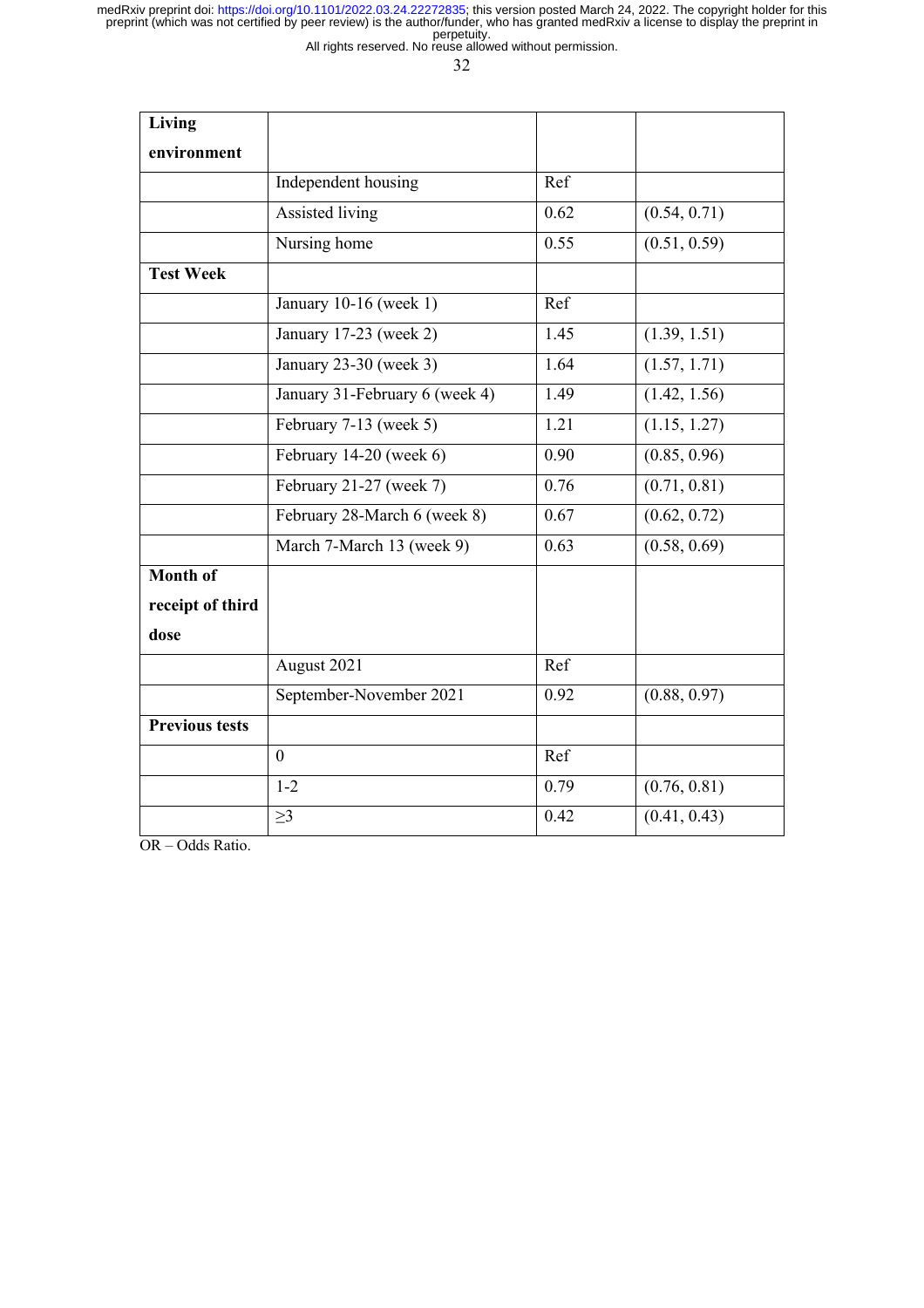| **Living environment** | | | |
|---|---|---|---|
| | Independent housing | Ref | |
| | Assisted living | 0.62 | (0.54, 0.71) |
| | Nursing home | 0.55 | (0.51, 0.59) |
| **Test Week** | | | |
| | January 10-16 (week 1) | Ref | |
| | January 17-23 (week 2) | 1.45 | (1.39, 1.51) |
| | January 23-30 (week 3) | 1.64 | (1.57, 1.71) |
| | January 31-February 6 (week 4) | 1.49 | (1.42, 1.56) |
| | February 7-13 (week 5) | 1.21 | (1.15, 1.27) |
| | February 14-20 (week 6) | 0.90 | (0.85, 0.96) |
| | February 21-27 (week 7) | 0.76 | (0.71, 0.81) |
| | February 28-March 6 (week 8) | 0.67 | (0.62, 0.72) |
| | March 7-March 13 (week 9) | 0.63 | (0.58, 0.69) |
| **Month of receipt of third dose** | | | |
| | August 2021 | Ref | |
| | September-November 2021 | 0.92 | (0.88, 0.97) |
| **Previous tests** | | | |
| | 0 | Ref | |
| | 1-2 | 0.79 | (0.76, 0.81) |
| | ≥3 | 0.42 | (0.41, 0.43) |

OR – Odds Ratio.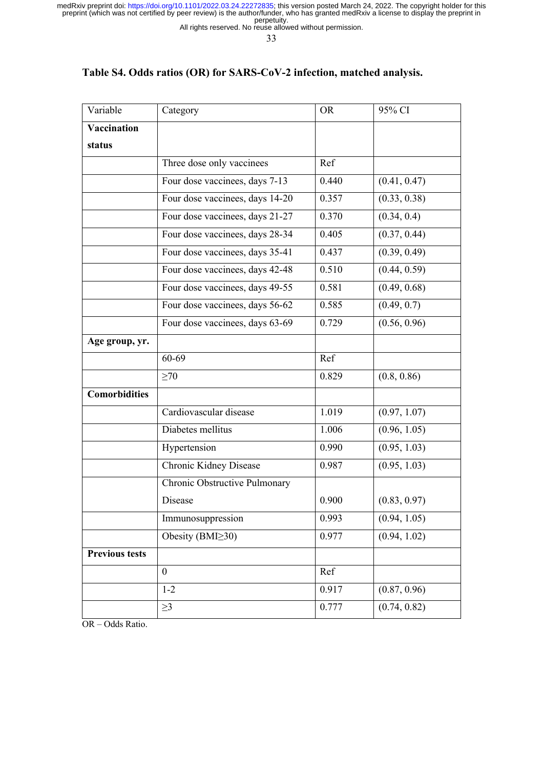**Table S4. Odds ratios (OR) for SARS-CoV-2 infection, matched analysis.**

| Variable | Category | OR | 95% CI |
|---|---|---|---|
| **Vaccination status** | | | |
| | Three dose only vaccinees | Ref | |
| | Four dose vaccinees, days 7-13 | 0.440 | (0.41, 0.47) |
| | Four dose vaccinees, days 14-20 | 0.357 | (0.33, 0.38) |
| | Four dose vaccinees, days 21-27 | 0.370 | (0.34, 0.4) |
| | Four dose vaccinees, days 28-34 | 0.405 | (0.37, 0.44) |
| | Four dose vaccinees, days 35-41 | 0.437 | (0.39, 0.49) |
| | Four dose vaccinees, days 42-48 | 0.510 | (0.44, 0.59) |
| | Four dose vaccinees, days 49-55 | 0.581 | (0.49, 0.68) |
| | Four dose vaccinees, days 56-62 | 0.585 | (0.49, 0.7) |
| | Four dose vaccinees, days 63-69 | 0.729 | (0.56, 0.96) |
| **Age group, yr.** | | | |
| | 60-69 | Ref | |
| | ≥70 | 0.829 | (0.8, 0.86) |
| **Comorbidities** | | | |
| | Cardiovascular disease | 1.019 | (0.97, 1.07) |
| | Diabetes mellitus | 1.006 | (0.96, 1.05) |
| | Hypertension | 0.990 | (0.95, 1.03) |
| | Chronic Kidney Disease | 0.987 | (0.95, 1.03) |
| | Chronic Obstructive Pulmonary Disease | 0.900 | (0.83, 0.97) |
| | Immunosuppression | 0.993 | (0.94, 1.05) |
| | Obesity (BMI≥30) | 0.977 | (0.94, 1.02) |
| **Previous tests** | | | |
| | 0 | Ref | |
| | 1-2 | 0.917 | (0.87, 0.96) |
| | ≥3 | 0.777 | (0.74, 0.82) |

OR – Odds Ratio.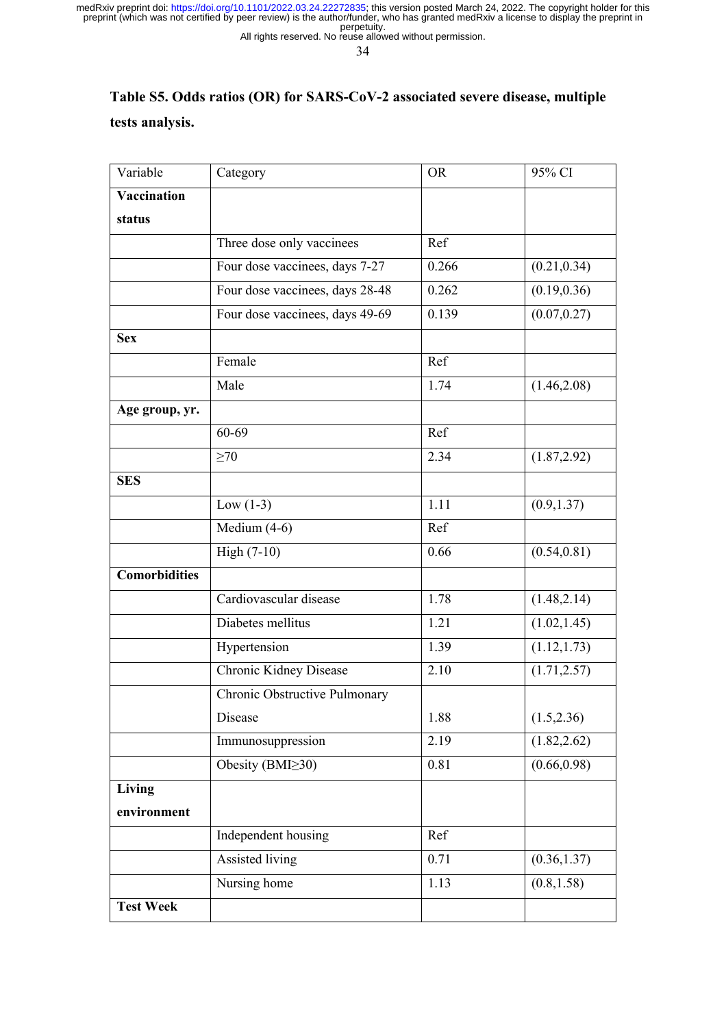**Table S5. Odds ratios (OR) for SARS-CoV-2 associated severe disease, multiple tests analysis.**

| Variable | Category | OR | 95% CI |
|---|---|---|---|
| **Vaccination status** | | | |
| | Three dose only vaccinees | Ref | |
| | Four dose vaccinees, days 7-27 | 0.266 | (0.21,0.34) |
| | Four dose vaccinees, days 28-48 | 0.262 | (0.19,0.36) |
| | Four dose vaccinees, days 49-69 | 0.139 | (0.07,0.27) |
| **Sex** | | | |
| | Female | Ref | |
| | Male | 1.74 | (1.46,2.08) |
| **Age group, yr.** | | | |
| | 60-69 | Ref | |
| | ≥70 | 2.34 | (1.87,2.92) |
| **SES** | | | |
| | Low (1-3) | 1.11 | (0.9,1.37) |
| | Medium (4-6) | Ref | |
| | High (7-10) | 0.66 | (0.54,0.81) |
| **Comorbidities** | | | |
| | Cardiovascular disease | 1.78 | (1.48,2.14) |
| | Diabetes mellitus | 1.21 | (1.02,1.45) |
| | Hypertension | 1.39 | (1.12,1.73) |
| | Chronic Kidney Disease | 2.10 | (1.71,2.57) |
| | Chronic Obstructive Pulmonary Disease | 1.88 | (1.5,2.36) |
| | Immunosuppression | 2.19 | (1.82,2.62) |
| | Obesity (BMI≥30) | 0.81 | (0.66,0.98) |
| **Living environment** | | | |
| | Independent housing | Ref | |
| | Assisted living | 0.71 | (0.36,1.37) |
| | Nursing home | 1.13 | (0.8,1.58) |
| **Test Week** | | | |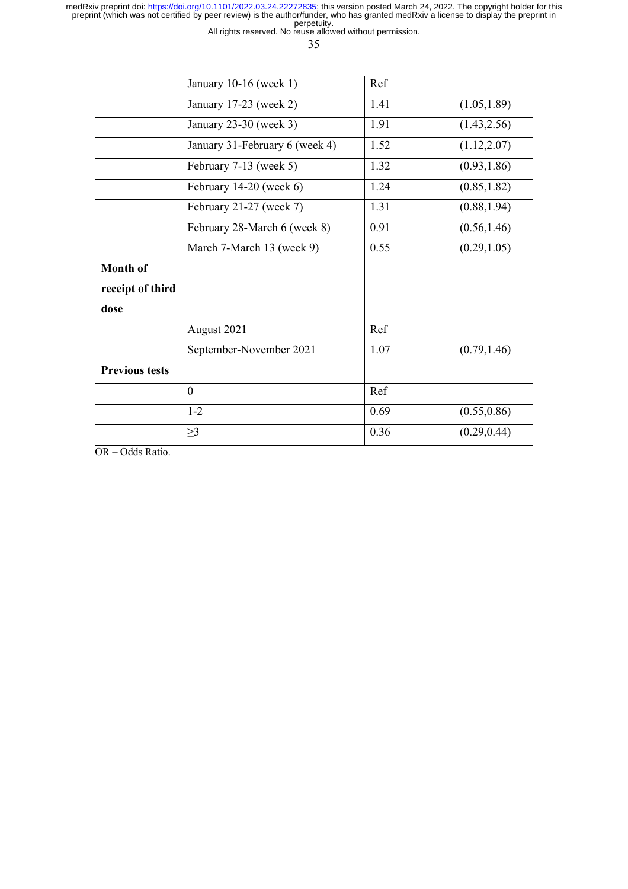| | | | |
|---|---|---|---|
| | January 10-16 (week 1) | Ref | |
| | January 17-23 (week 2) | 1.41 | (1.05,1.89) |
| | January 23-30 (week 3) | 1.91 | (1.43,2.56) |
| | January 31-February 6 (week 4) | 1.52 | (1.12,2.07) |
| | February 7-13 (week 5) | 1.32 | (0.93,1.86) |
| | February 14-20 (week 6) | 1.24 | (0.85,1.82) |
| | February 21-27 (week 7) | 1.31 | (0.88,1.94) |
| | February 28-March 6 (week 8) | 0.91 | (0.56,1.46) |
| | March 7-March 13 (week 9) | 0.55 | (0.29,1.05) |
| **Month of receipt of third dose** | | | |
| | August 2021 | Ref | |
| | September-November 2021 | 1.07 | (0.79,1.46) |
| **Previous tests** | | | |
| | 0 | Ref | |
| | 1-2 | 0.69 | (0.55,0.86) |
| | ≥3 | 0.36 | (0.29,0.44) |

OR – Odds Ratio.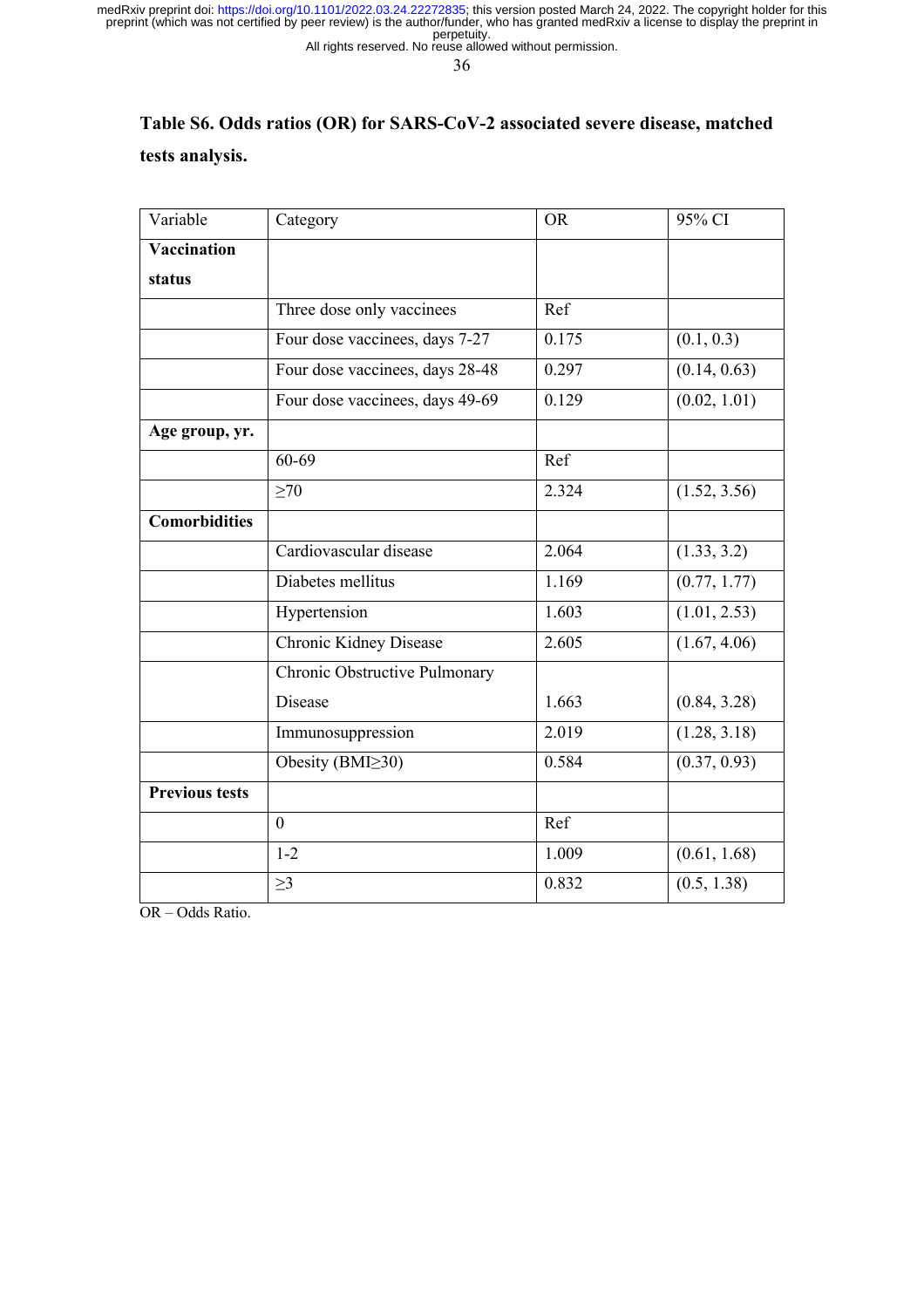**Table S6. Odds ratios (OR) for SARS-CoV-2 associated severe disease, matched tests analysis.**

| Variable | Category | OR | 95% CI |
|---|---|---|---|
| **Vaccination status** | | | |
| | Three dose only vaccinees | Ref | |
| | Four dose vaccinees, days 7-27 | 0.175 | (0.1, 0.3) |
| | Four dose vaccinees, days 28-48 | 0.297 | (0.14, 0.63) |
| | Four dose vaccinees, days 49-69 | 0.129 | (0.02, 1.01) |
| **Age group, yr.** | | | |
| | 60-69 | Ref | |
| | ≥70 | 2.324 | (1.52, 3.56) |
| **Comorbidities** | | | |
| | Cardiovascular disease | 2.064 | (1.33, 3.2) |
| | Diabetes mellitus | 1.169 | (0.77, 1.77) |
| | Hypertension | 1.603 | (1.01, 2.53) |
| | Chronic Kidney Disease | 2.605 | (1.67, 4.06) |
| | Chronic Obstructive Pulmonary Disease | 1.663 | (0.84, 3.28) |
| | Immunosuppression | 2.019 | (1.28, 3.18) |
| | Obesity (BMI≥30) | 0.584 | (0.37, 0.93) |
| **Previous tests** | | | |
| | 0 | Ref | |
| | 1-2 | 1.009 | (0.61, 1.68) |
| | ≥3 | 0.832 | (0.5, 1.38) |

OR – Odds Ratio.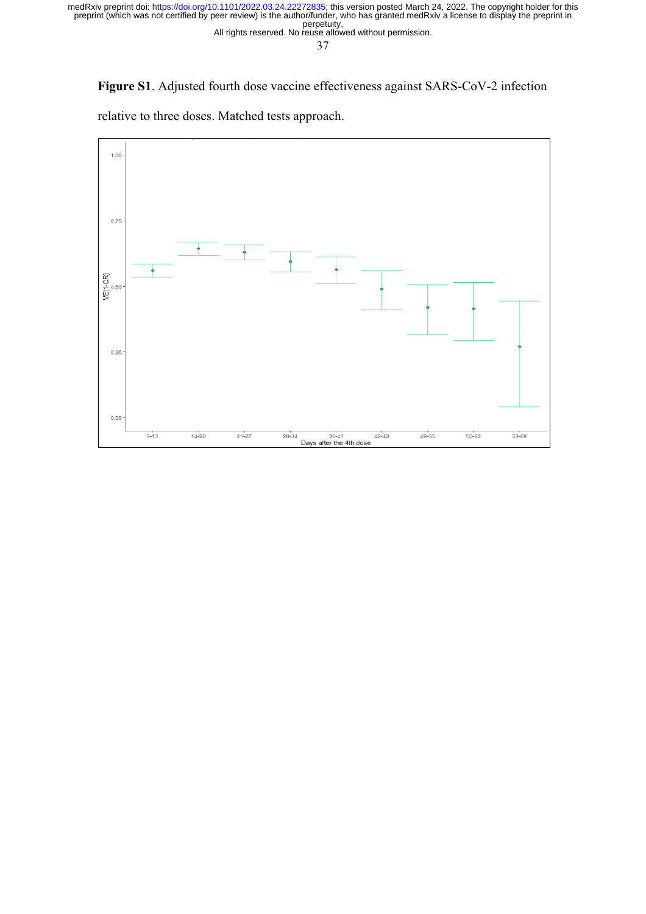**Figure S1**. Adjusted fourth dose vaccine effectiveness against SARS-CoV-2 infection relative to three doses. Matched tests approach.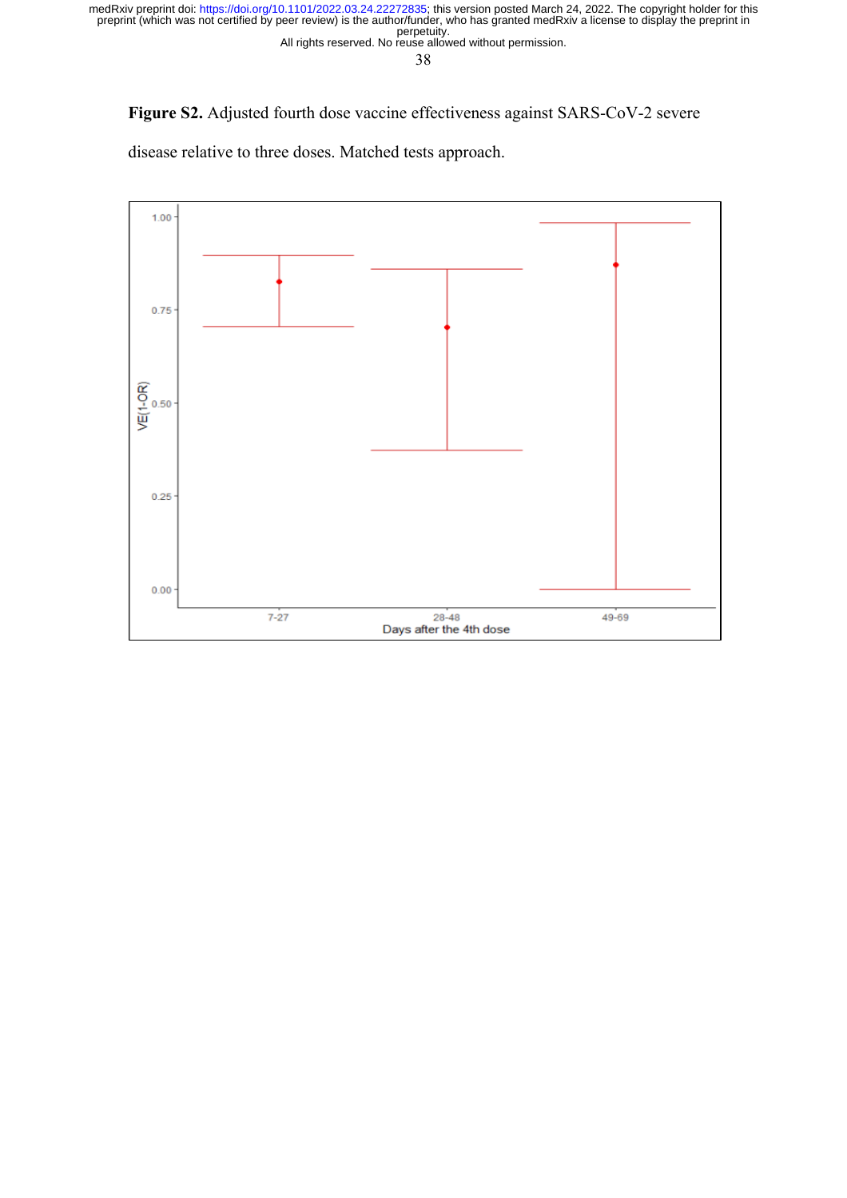**Figure S2.** Adjusted fourth dose vaccine effectiveness against SARS-CoV-2 severe disease relative to three doses. Matched tests approach.

VE(1-OR)

1.00

0.75

0.50

0.25

0.00

7-27

28-48

49-69

Days after the 4th dose